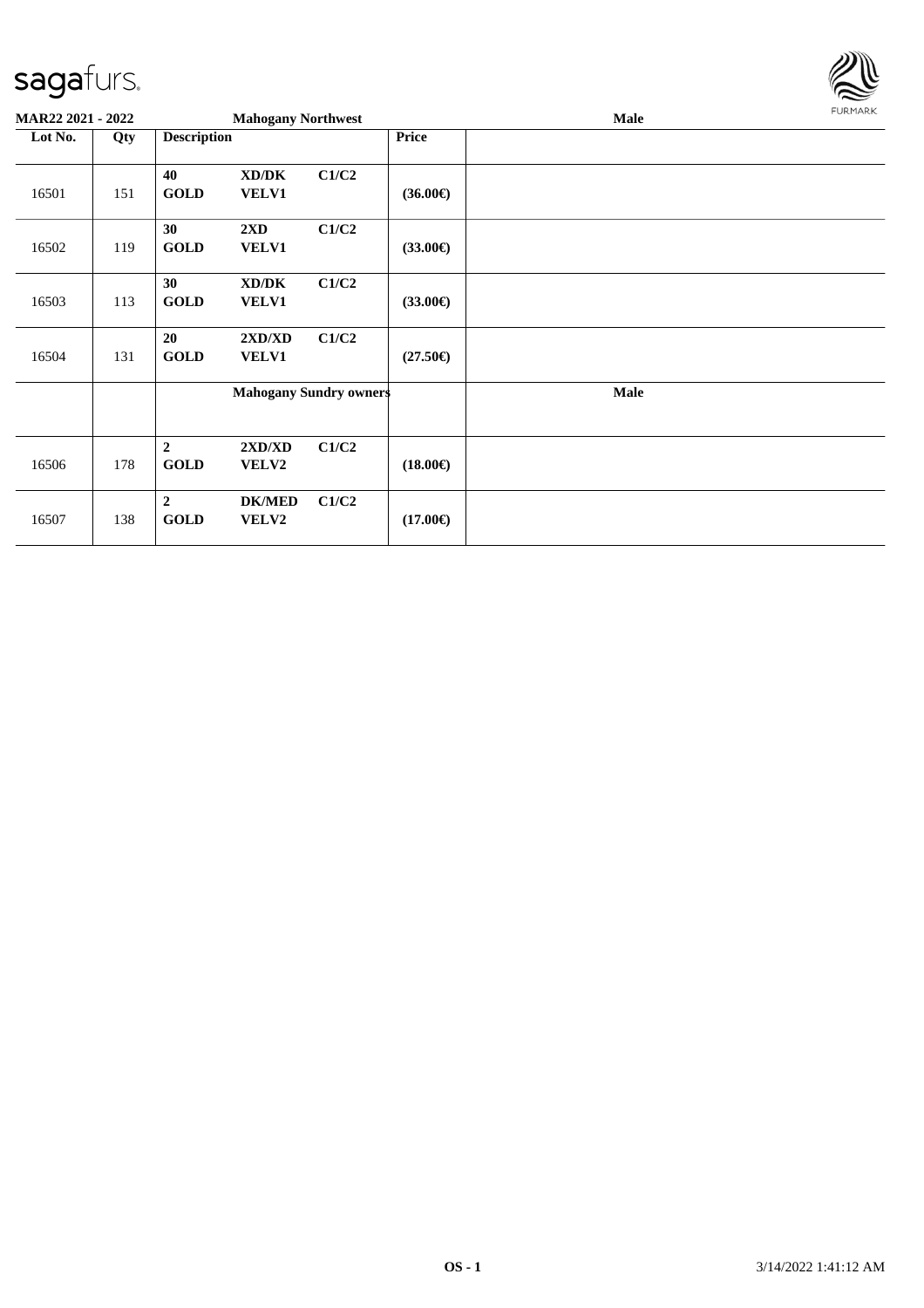**MAR22 2021 - 2022** **Mahogany Northwest** **Male**

| Lot No. | Qty | Description | | | Price | |
|---|---|---|---|---|---|---|
| 16501 | 151 | **40** **GOLD** | **XD/DK** **VELV1** | **C1/C2** | **(36.00€)** | |
| 16502 | 119 | **30** **GOLD** | **2XD** **VELV1** | **C1/C2** | **(33.00€)** | |
| 16503 | 113 | **30** **GOLD** | **XD/DK** **VELV1** | **C1/C2** | **(33.00€)** | |
| 16504 | 131 | **20** **GOLD** | **2XD/XD** **VELV1** | **C1/C2** | **(27.50€)** | |
| | | **Mahogany Sundry owners** | | | | **Male** |
| 16506 | 178 | **2** **GOLD** | **2XD/XD** **VELV2** | **C1/C2** | **(18.00€)** | |
| 16507 | 138 | **2** **GOLD** | **DK/MED** **VELV2** | **C1/C2** | **(17.00€)** | |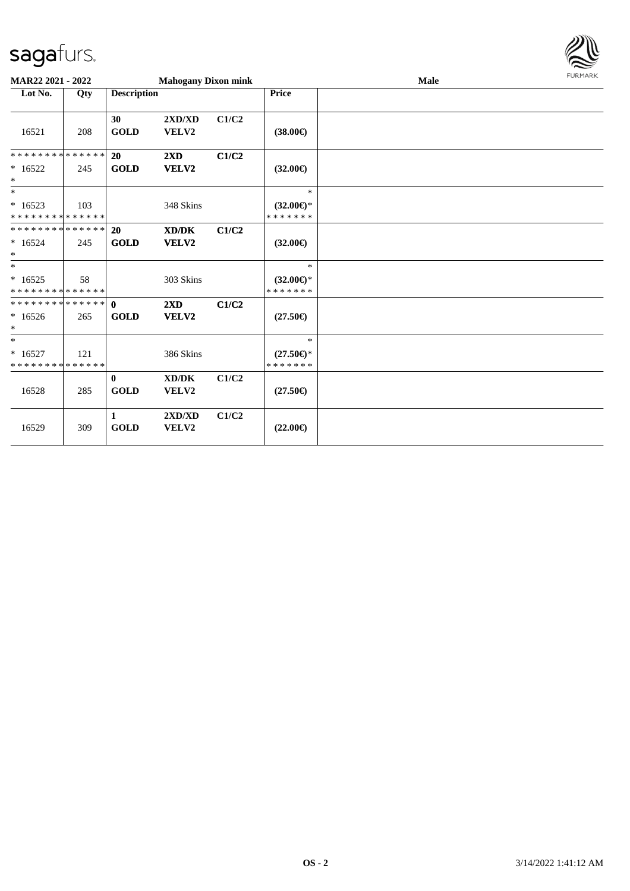**MAR22 2021 - 2022** | **Mahogany Dixon mink** | **Male**

| Lot No. | Qty | Description | | | Price | |
|---|---|---|---|---|---|---|
| 16521 | 208 | 30 GOLD | 2XD/XD VELV2 | C1/C2 | (38.00€) | |
| * * * * * * * * * * * * * * * 16522 * | 245 | 20 GOLD | 2XD VELV2 | C1/C2 | (32.00€) | |
| * * 16523 * * * * * * * * * * * * * * | 103 | | 348 Skins | | * (32.00€)* * * * * * * * | |
| * * * * * * * * * * * * * * * 16524 * | 245 | 20 GOLD | XD/DK VELV2 | C1/C2 | (32.00€) | |
| * * 16525 * * * * * * * * * * * * * * | 58 | | 303 Skins | | * (32.00€)* * * * * * * * | |
| * * * * * * * * * * * * * * * 16526 * | 265 | 0 GOLD | 2XD VELV2 | C1/C2 | (27.50€) | |
| * * 16527 * * * * * * * * * * * * * * | 121 | | 386 Skins | | * (27.50€)* * * * * * * * | |
| 16528 | 285 | 0 GOLD | XD/DK VELV2 | C1/C2 | (27.50€) | |
| 16529 | 309 | 1 GOLD | 2XD/XD VELV2 | C1/C2 | (22.00€) | |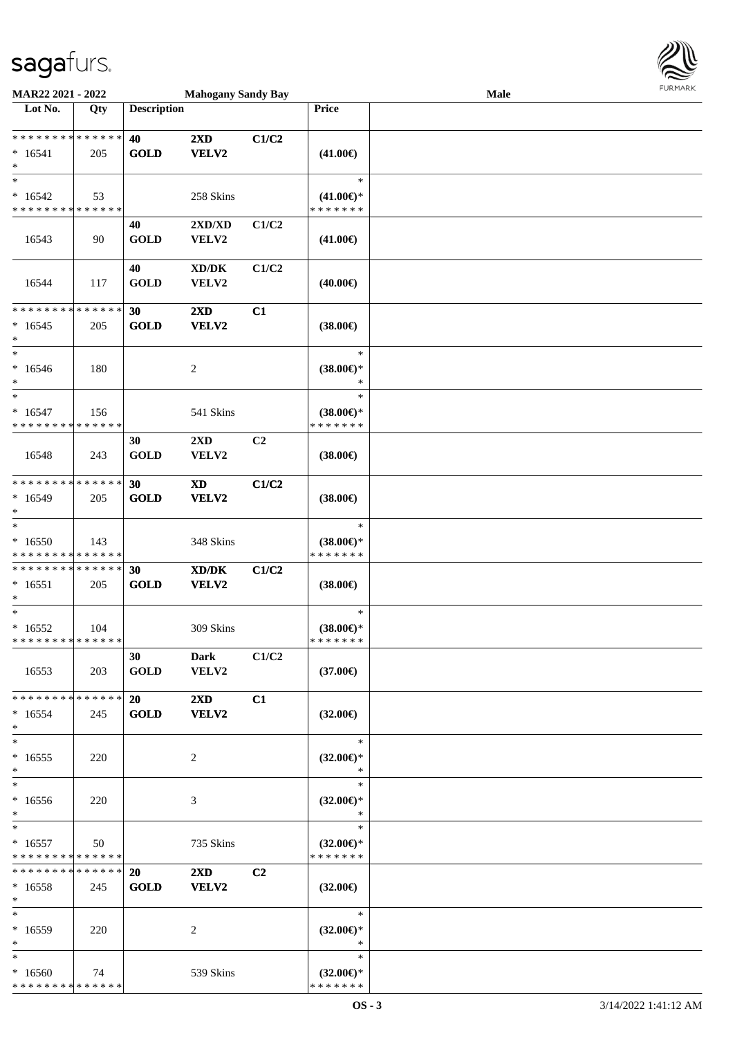MAR22 2021 - 2022 | Mahogany Sandy Bay | Male

| Lot No. | Qty | Description | | | Price | |
|---|---|---|---|---|---|---|
| * * * * * * * * * * * * * * | | 40 | 2XD | C1/C2 | | |
| * 16541 | 205 | GOLD | VELV2 | | (41.00€) | |
| * | | | | | | |
| * | | | | | * | |
| * 16542 | 53 | | 258 Skins | | (41.00€)* | |
| * * * * * * * * * * * * * * | | | | | * * * * * * * | |
| | | 40 | 2XD/XD | C1/C2 | | |
| 16543 | 90 | GOLD | VELV2 | | (41.00€) | |
| | | 40 | XD/DK | C1/C2 | | |
| 16544 | 117 | GOLD | VELV2 | | (40.00€) | |
| * * * * * * * * * * * * * * | | 30 | 2XD | C1 | | |
| * 16545 | 205 | GOLD | VELV2 | | (38.00€) | |
| * | | | | | | |
| * | | | | | * | |
| * 16546 | 180 | | 2 | | (38.00€)* | |
| * | | | | | * | |
| * | | | | | * | |
| * 16547 | 156 | | 541 Skins | | (38.00€)* | |
| * * * * * * * * * * * * * * | | | | | * * * * * * * | |
| | | 30 | 2XD | C2 | | |
| 16548 | 243 | GOLD | VELV2 | | (38.00€) | |
| * * * * * * * * * * * * * * | | 30 | XD | C1/C2 | | |
| * 16549 | 205 | GOLD | VELV2 | | (38.00€) | |
| * | | | | | | |
| * | | | | | * | |
| * 16550 | 143 | | 348 Skins | | (38.00€)* | |
| * * * * * * * * * * * * * * | | | | | * * * * * * * | |
| * * * * * * * * * * * * * * | | 30 | XD/DK | C1/C2 | | |
| * 16551 | 205 | GOLD | VELV2 | | (38.00€) | |
| * | | | | | | |
| * | | | | | * | |
| * 16552 | 104 | | 309 Skins | | (38.00€)* | |
| * * * * * * * * * * * * * * | | | | | * * * * * * * | |
| | | 30 | Dark | C1/C2 | | |
| 16553 | 203 | GOLD | VELV2 | | (37.00€) | |
| * * * * * * * * * * * * * * | | 20 | 2XD | C1 | | |
| * 16554 | 245 | GOLD | VELV2 | | (32.00€) | |
| * | | | | | | |
| * | | | | | * | |
| * 16555 | 220 | | 2 | | (32.00€)* | |
| * | | | | | * | |
| * | | | | | * | |
| * 16556 | 220 | | 3 | | (32.00€)* | |
| * | | | | | * | |
| * | | | | | * | |
| * 16557 | 50 | | 735 Skins | | (32.00€)* | |
| * * * * * * * * * * * * * * | | | | | * * * * * * * | |
| * * * * * * * * * * * * * * | | 20 | 2XD | C2 | | |
| * 16558 | 245 | GOLD | VELV2 | | (32.00€) | |
| * | | | | | | |
| * | | | | | * | |
| * 16559 | 220 | | 2 | | (32.00€)* | |
| * | | | | | * | |
| * | | | | | * | |
| * 16560 | 74 | | 539 Skins | | (32.00€)* | |
| * * * * * * * * * * * * * * | | | | | * * * * * * * | |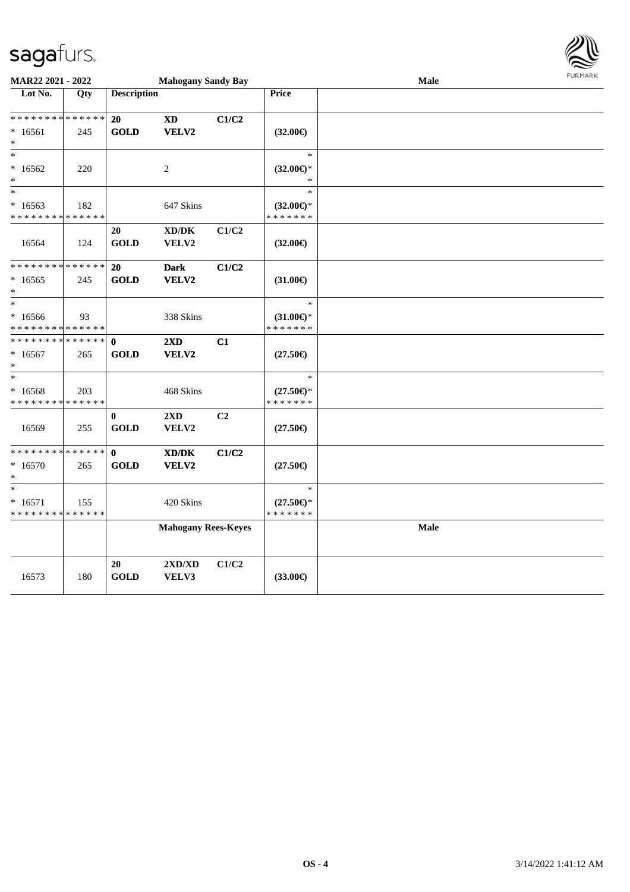**MAR22 2021 - 2022** — **Mahogany Sandy Bay** — **Male**

| Lot No. | Qty | Description | | | Price | |
|---|---|---|---|---|---|---|
| * * * * * * * * * * * * * * | | **20** | **XD** | **C1/C2** | | |
| * 16561 | 245 | **GOLD** | **VELV2** | | **(32.00€)** | |
| * | | | | | | |
| * | | | | | * | |
| * 16562 | 220 | | 2 | | **(32.00€)*** | |
| * | | | | | * | |
| * | | | | | * | |
| * 16563 | 182 | | 647 Skins | | **(32.00€)*** | |
| * * * * * * * * * * * * * * | | | | | * * * * * * * | |
| | | **20** | **XD/DK** | **C1/C2** | | |
| 16564 | 124 | **GOLD** | **VELV2** | | **(32.00€)** | |
| * * * * * * * * * * * * * * | | **20** | **Dark** | **C1/C2** | | |
| * 16565 | 245 | **GOLD** | **VELV2** | | **(31.00€)** | |
| * | | | | | | |
| * | | | | | * | |
| * 16566 | 93 | | 338 Skins | | **(31.00€)*** | |
| * * * * * * * * * * * * * * | | | | | * * * * * * * | |
| * * * * * * * * * * * * * * | | **0** | **2XD** | **C1** | | |
| * 16567 | 265 | **GOLD** | **VELV2** | | **(27.50€)** | |
| * | | | | | | |
| * | | | | | * | |
| * 16568 | 203 | | 468 Skins | | **(27.50€)*** | |
| * * * * * * * * * * * * * * | | | | | * * * * * * * | |
| | | **0** | **2XD** | **C2** | | |
| 16569 | 255 | **GOLD** | **VELV2** | | **(27.50€)** | |
| * * * * * * * * * * * * * * | | **0** | **XD/DK** | **C1/C2** | | |
| * 16570 | 265 | **GOLD** | **VELV2** | | **(27.50€)** | |
| * | | | | | | |
| * | | | | | * | |
| * 16571 | 155 | | 420 Skins | | **(27.50€)*** | |
| * * * * * * * * * * * * * * | | | | | * * * * * * * | |
| | | | **Mahogany Rees-Keyes** | | | **Male** |
| | | **20** | **2XD/XD** | **C1/C2** | | |
| 16573 | 180 | **GOLD** | **VELV3** | | **(33.00€)** | |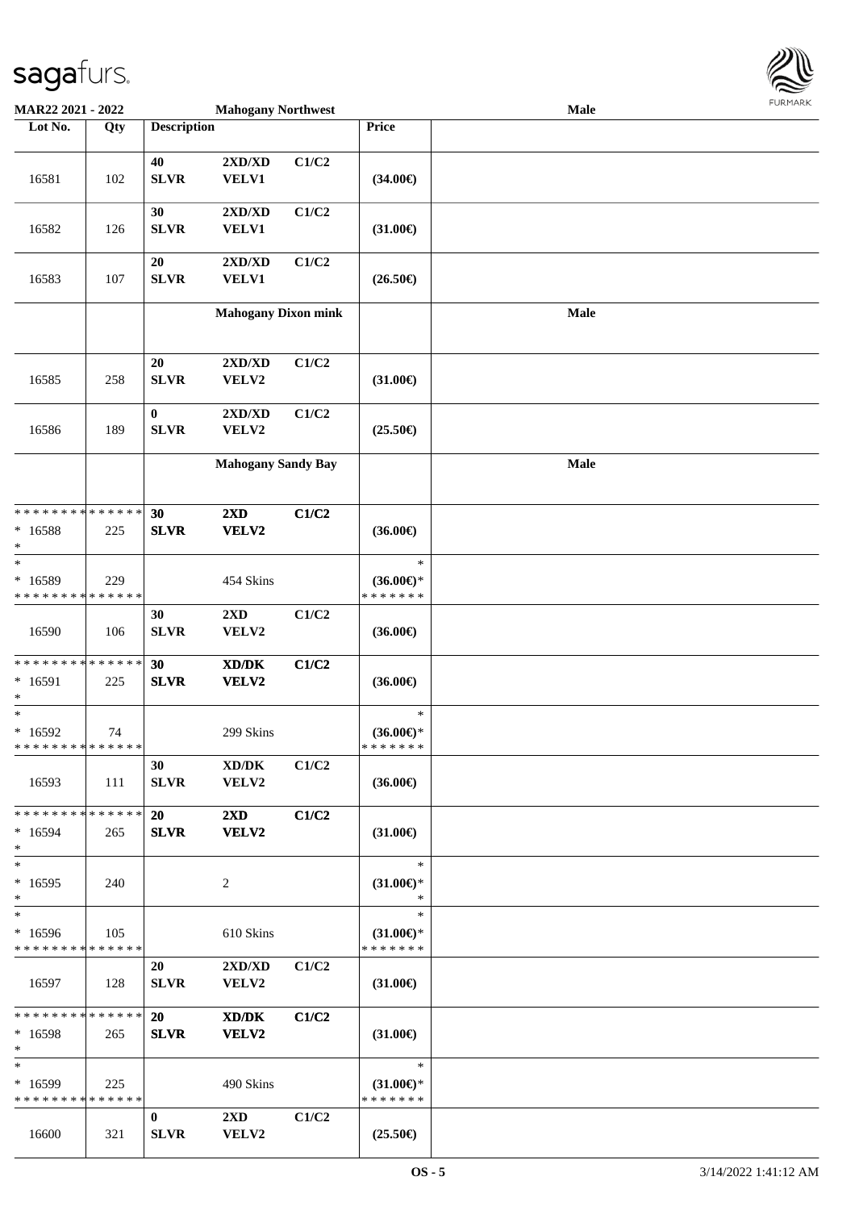| Lot No. | Qty | Description | | | Price | |
|---|---|---|---|---|---|---|
| | | **Mahogany Northwest** | | | | **Male** |
| 16581 | 102 | 40 SLVR | 2XD/XD VELV1 | C1/C2 | (34.00€) | |
| 16582 | 126 | 30 SLVR | 2XD/XD VELV1 | C1/C2 | (31.00€) | |
| 16583 | 107 | 20 SLVR | 2XD/XD VELV1 | C1/C2 | (26.50€) | |
| | | **Mahogany Dixon mink** | | | | **Male** |
| 16585 | 258 | 20 SLVR | 2XD/XD VELV2 | C1/C2 | (31.00€) | |
| 16586 | 189 | 0 SLVR | 2XD/XD VELV2 | C1/C2 | (25.50€) | |
| | | **Mahogany Sandy Bay** | | | | **Male** |
| * 16588 | 225 | **30 SLVR** | **2XD VELV2** | **C1/C2** | (36.00€) | |
| * 16589 | 229 | | 454 Skins | | (36.00€)* | |
| 16590 | 106 | 30 SLVR | 2XD VELV2 | C1/C2 | (36.00€) | |
| * 16591 | 225 | **30 SLVR** | **XD/DK VELV2** | **C1/C2** | (36.00€) | |
| * 16592 | 74 | | 299 Skins | | (36.00€)* | |
| 16593 | 111 | 30 SLVR | XD/DK VELV2 | C1/C2 | (36.00€) | |
| * 16594 | 265 | **20 SLVR** | **2XD VELV2** | **C1/C2** | (31.00€) | |
| * 16595 | 240 | | 2 | | (31.00€)* | |
| * 16596 | 105 | | 610 Skins | | (31.00€)* | |
| 16597 | 128 | 20 SLVR | 2XD/XD VELV2 | C1/C2 | (31.00€) | |
| * 16598 | 265 | **20 SLVR** | **XD/DK VELV2** | **C1/C2** | (31.00€) | |
| * 16599 | 225 | | 490 Skins | | (31.00€)* | |
| 16600 | 321 | 0 SLVR | 2XD VELV2 | C1/C2 | (25.50€) | |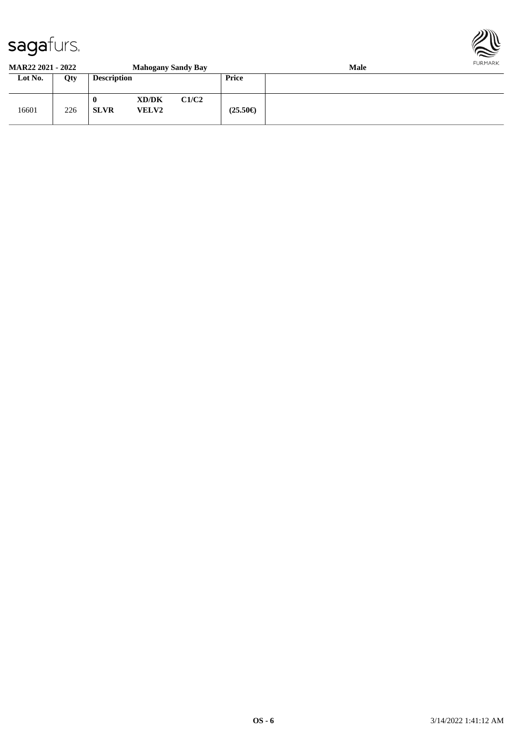**MAR22 2021 - 2022** **Mahogany Sandy Bay** **Male**

| Lot No. | Qty | Description | | | Price | |
|---|---|---|---|---|---|---|
| 16601 | 226 | **0** **SLVR** | **XD/DK** **VELV2** | **C1/C2** | **(25.50€)** | |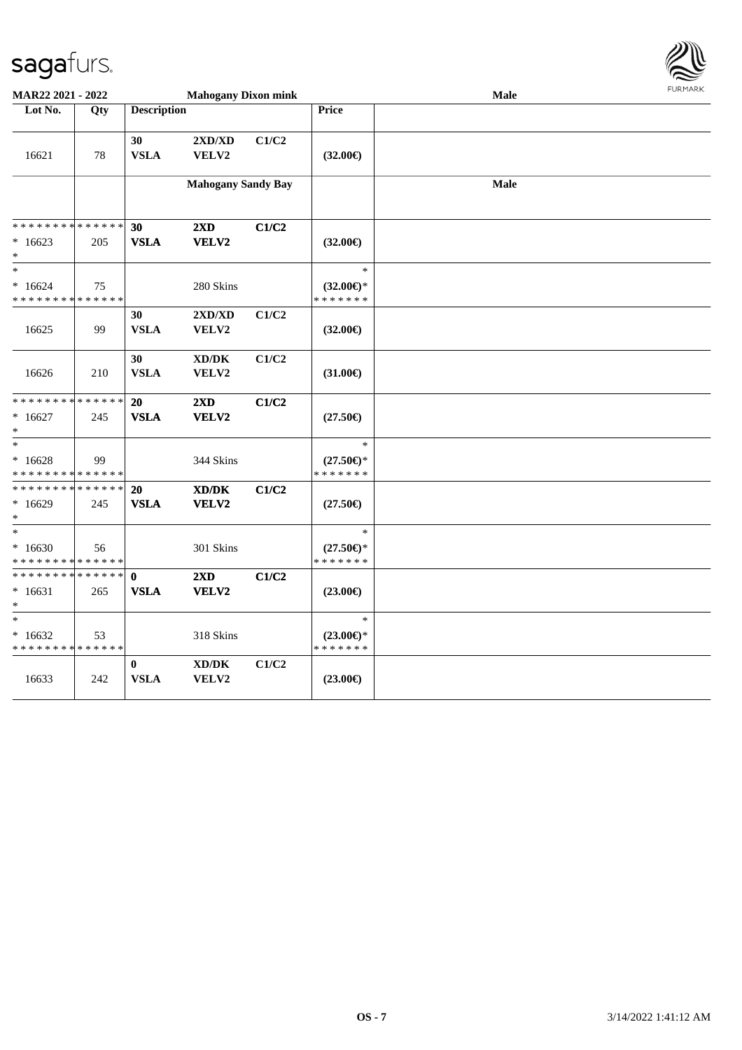**MAR22 2021 - 2022** | **Mahogany Dixon mink** | **Male**

| Lot No. | Qty | Description | | | Price | |
|---|---|---|---|---|---|---|
| 16621 | 78 | **30** **VSLA** | **2XD/XD** **VELV2** | **C1/C2** | **(32.00€)** | |
| | | **Mahogany Sandy Bay** | | | | **Male** |
| * * * * * * * * * * * * * * * 16623 * | 205 | **30** **VSLA** | **2XD** **VELV2** | **C1/C2** | **(32.00€)** | |
| * * 16624 * * * * * * * * * * * * * * | 75 | | 280 Skins | | * **(32.00€)*** * * * * * * * | |
| 16625 | 99 | **30** **VSLA** | **2XD/XD** **VELV2** | **C1/C2** | **(32.00€)** | |
| 16626 | 210 | **30** **VSLA** | **XD/DK** **VELV2** | **C1/C2** | **(31.00€)** | |
| * * * * * * * * * * * * * * * 16627 * | 245 | **20** **VSLA** | **2XD** **VELV2** | **C1/C2** | **(27.50€)** | |
| * * 16628 * * * * * * * * * * * * * * | 99 | | 344 Skins | | * **(27.50€)*** * * * * * * * | |
| * * * * * * * * * * * * * * * 16629 * | 245 | **20** **VSLA** | **XD/DK** **VELV2** | **C1/C2** | **(27.50€)** | |
| * * 16630 * * * * * * * * * * * * * * | 56 | | 301 Skins | | * **(27.50€)*** * * * * * * * | |
| * * * * * * * * * * * * * * * 16631 * | 265 | **0** **VSLA** | **2XD** **VELV2** | **C1/C2** | **(23.00€)** | |
| * * 16632 * * * * * * * * * * * * * * | 53 | | 318 Skins | | * **(23.00€)*** * * * * * * * | |
| 16633 | 242 | **0** **VSLA** | **XD/DK** **VELV2** | **C1/C2** | **(23.00€)** | |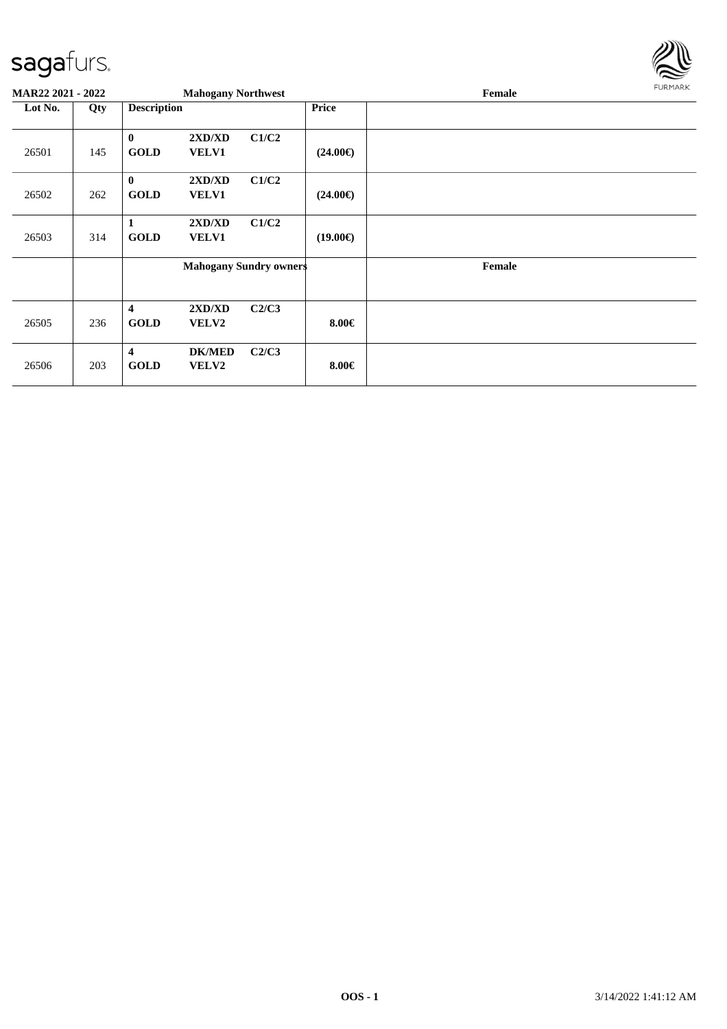| MAR22 2021 - 2022 | | Mahogany Northwest | | Female |
|---|---|---|---|---|
| **Lot No.** | **Qty** | **Description** | **Price** | |
| 26501 | 145 | **0 GOLD 2XD/XD VELV1 C1/C2** | **(24.00€)** | |
| 26502 | 262 | **0 GOLD 2XD/XD VELV1 C1/C2** | **(24.00€)** | |
| 26503 | 314 | **1 GOLD 2XD/XD VELV1 C1/C2** | **(19.00€)** | |
| | | **Mahogany Sundry owners** | | **Female** |
| 26505 | 236 | **4 GOLD 2XD/XD VELV2 C2/C3** | **8.00€** | |
| 26506 | 203 | **4 GOLD DK/MED VELV2 C2/C3** | **8.00€** | |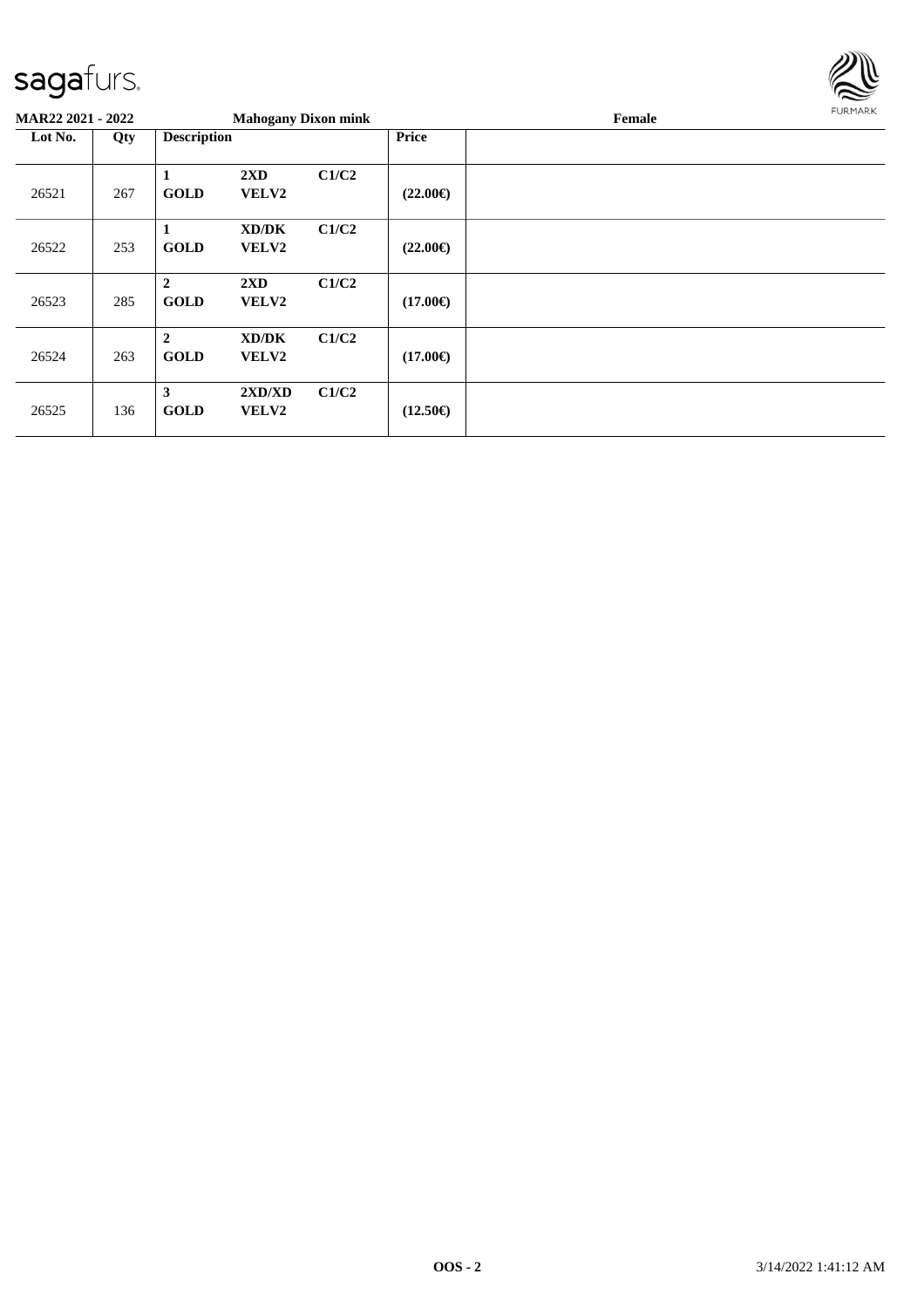**MAR22 2021 - 2022** **Mahogany Dixon mink** **Female**

| Lot No. | Qty | Description | | | Price | |
|---|---|---|---|---|---|---|
| 26521 | 267 | **1 GOLD** | **2XD VELV2** | **C1/C2** | **(22.00€)** | |
| 26522 | 253 | **1 GOLD** | **XD/DK VELV2** | **C1/C2** | **(22.00€)** | |
| 26523 | 285 | **2 GOLD** | **2XD VELV2** | **C1/C2** | **(17.00€)** | |
| 26524 | 263 | **2 GOLD** | **XD/DK VELV2** | **C1/C2** | **(17.00€)** | |
| 26525 | 136 | **3 GOLD** | **2XD/XD VELV2** | **C1/C2** | **(12.50€)** | |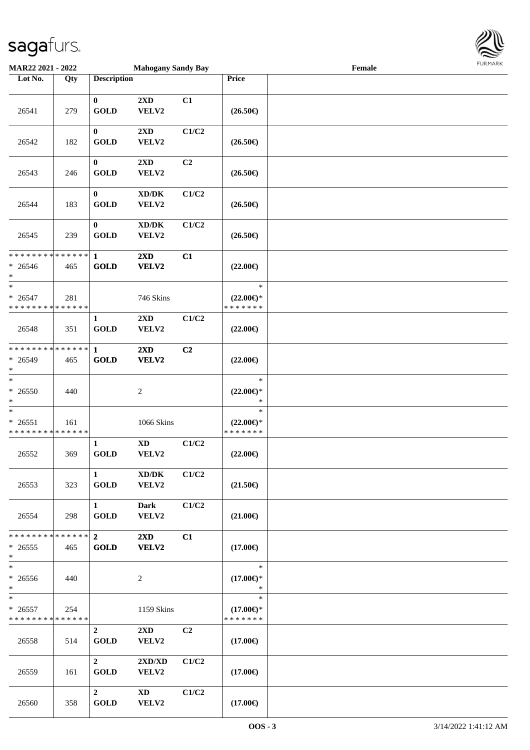MAR22 2021 - 2022 **Mahogany Sandy Bay** Female

| Lot No. | Qty | Description | | | Price |
|---|---|---|---|---|---|
| 26541 | 279 | **0** **GOLD** | **2XD** **VELV2** | **C1** | **(26.50€)** |
| 26542 | 182 | **0** **GOLD** | **2XD** **VELV2** | **C1/C2** | **(26.50€)** |
| 26543 | 246 | **0** **GOLD** | **2XD** **VELV2** | **C2** | **(26.50€)** |
| 26544 | 183 | **0** **GOLD** | **XD/DK** **VELV2** | **C1/C2** | **(26.50€)** |
| 26545 | 239 | **0** **GOLD** | **XD/DK** **VELV2** | **C1/C2** | **(26.50€)** |
| * * * * * * * * * * * * * * * 26546 * | 465 | **1** **GOLD** | **2XD** **VELV2** | **C1** | **(22.00€)** |
| * * 26547 * * * * * * * * * * * * * * | 281 | | 746 Skins | | * **(22.00€)*** * * * * * * * |
| 26548 | 351 | **1** **GOLD** | **2XD** **VELV2** | **C1/C2** | **(22.00€)** |
| * * * * * * * * * * * * * * * 26549 * | 465 | **1** **GOLD** | **2XD** **VELV2** | **C2** | **(22.00€)** |
| * * 26550 * | 440 | | 2 | | * **(22.00€)*** * |
| * * 26551 * * * * * * * * * * * * * * | 161 | | 1066 Skins | | * **(22.00€)*** * * * * * * * |
| 26552 | 369 | **1** **GOLD** | **XD** **VELV2** | **C1/C2** | **(22.00€)** |
| 26553 | 323 | **1** **GOLD** | **XD/DK** **VELV2** | **C1/C2** | **(21.50€)** |
| 26554 | 298 | **1** **GOLD** | **Dark** **VELV2** | **C1/C2** | **(21.00€)** |
| * * * * * * * * * * * * * * * 26555 * | 465 | **2** **GOLD** | **2XD** **VELV2** | **C1** | **(17.00€)** |
| * * 26556 * | 440 | | 2 | | * **(17.00€)*** * |
| * * 26557 * * * * * * * * * * * * * * | 254 | | 1159 Skins | | * **(17.00€)*** * * * * * * * |
| 26558 | 514 | **2** **GOLD** | **2XD** **VELV2** | **C2** | **(17.00€)** |
| 26559 | 161 | **2** **GOLD** | **2XD/XD** **VELV2** | **C1/C2** | **(17.00€)** |
| 26560 | 358 | **2** **GOLD** | **XD** **VELV2** | **C1/C2** | **(17.00€)** |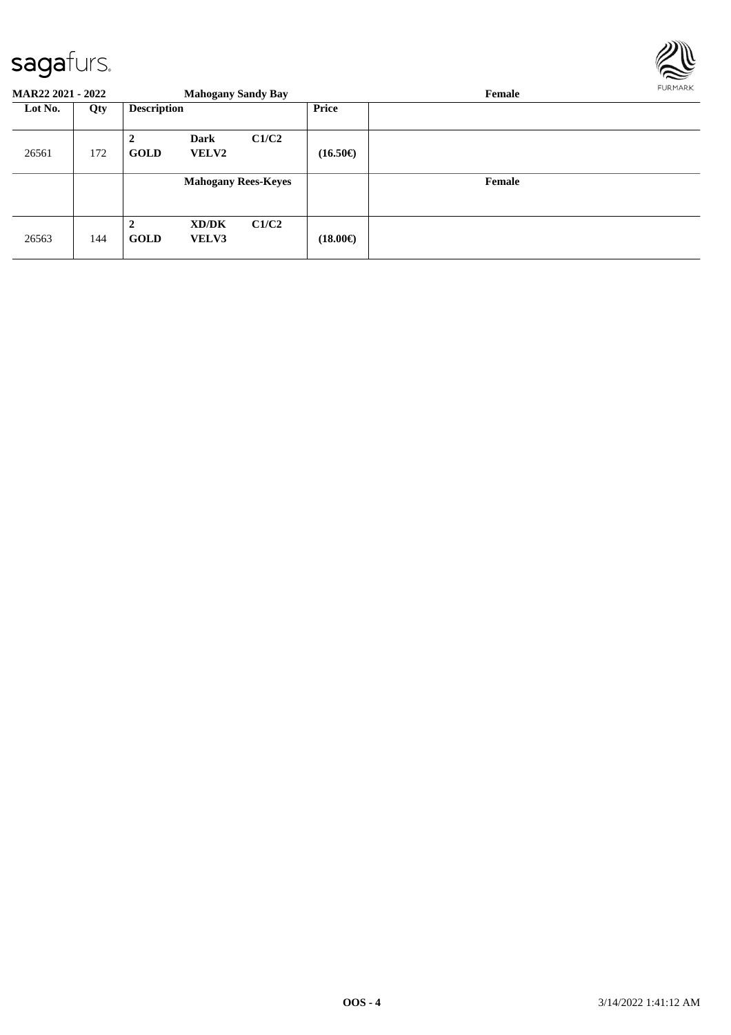| Lot No. | Qty | Description | | | Price | |
|---|---|---|---|---|---|---|
| | | **Mahogany Sandy Bay** | | | | **Female** |
| 26561 | 172 | **2** **GOLD** | **Dark** **VELV2** | **C1/C2** | **(16.50€)** | |
| | | **Mahogany Rees-Keyes** | | | | **Female** |
| 26563 | 144 | **2** **GOLD** | **XD/DK** **VELV3** | **C1/C2** | **(18.00€)** | |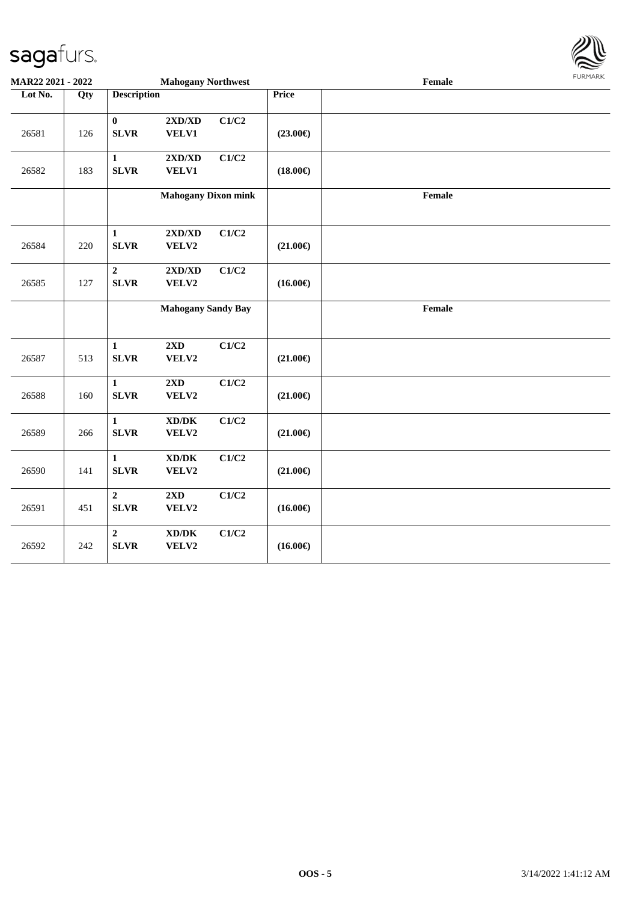| Lot No. | Qty | Description | | | Price | |
|---|---|---|---|---|---|---|
| | | **Mahogany Northwest** | | | | **Female** |
| 26581 | 126 | **0** **SLVR** | **2XD/XD** **VELV1** | **C1/C2** | **(23.00€)** | |
| 26582 | 183 | **1** **SLVR** | **2XD/XD** **VELV1** | **C1/C2** | **(18.00€)** | |
| | | **Mahogany Dixon mink** | | | | **Female** |
| 26584 | 220 | **1** **SLVR** | **2XD/XD** **VELV2** | **C1/C2** | **(21.00€)** | |
| 26585 | 127 | **2** **SLVR** | **2XD/XD** **VELV2** | **C1/C2** | **(16.00€)** | |
| | | **Mahogany Sandy Bay** | | | | **Female** |
| 26587 | 513 | **1** **SLVR** | **2XD** **VELV2** | **C1/C2** | **(21.00€)** | |
| 26588 | 160 | **1** **SLVR** | **2XD** **VELV2** | **C1/C2** | **(21.00€)** | |
| 26589 | 266 | **1** **SLVR** | **XD/DK** **VELV2** | **C1/C2** | **(21.00€)** | |
| 26590 | 141 | **1** **SLVR** | **XD/DK** **VELV2** | **C1/C2** | **(21.00€)** | |
| 26591 | 451 | **2** **SLVR** | **2XD** **VELV2** | **C1/C2** | **(16.00€)** | |
| 26592 | 242 | **2** **SLVR** | **XD/DK** **VELV2** | **C1/C2** | **(16.00€)** | |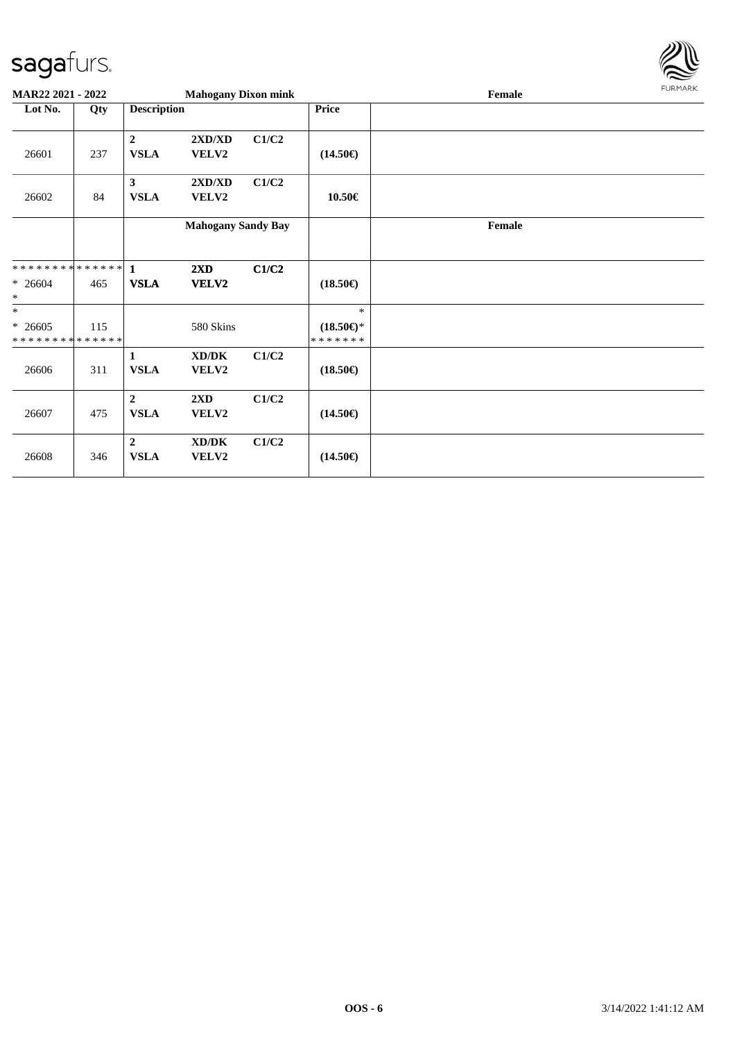**MAR22 2021 - 2022** **Mahogany Dixon mink** **Female**

| Lot No. | Qty | Description | | | Price | |
|---|---|---|---|---|---|---|
| 26601 | 237 | **2** **VSLA** | **2XD/XD** **VELV2** | **C1/C2** | **(14.50€)** | |
| 26602 | 84 | **3** **VSLA** | **2XD/XD** **VELV2** | **C1/C2** | **10.50€** | |
| | | | **Mahogany Sandy Bay** | | | **Female** |
| ************** * 26604 * | 465 | **1** **VSLA** | **2XD** **VELV2** | **C1/C2** | **(18.50€)** | |
| * * 26605 ************** | 115 | | 580 Skins | | * **(18.50€)*** ******* | |
| 26606 | 311 | **1** **VSLA** | **XD/DK** **VELV2** | **C1/C2** | **(18.50€)** | |
| 26607 | 475 | **2** **VSLA** | **2XD** **VELV2** | **C1/C2** | **(14.50€)** | |
| 26608 | 346 | **2** **VSLA** | **XD/DK** **VELV2** | **C1/C2** | **(14.50€)** | |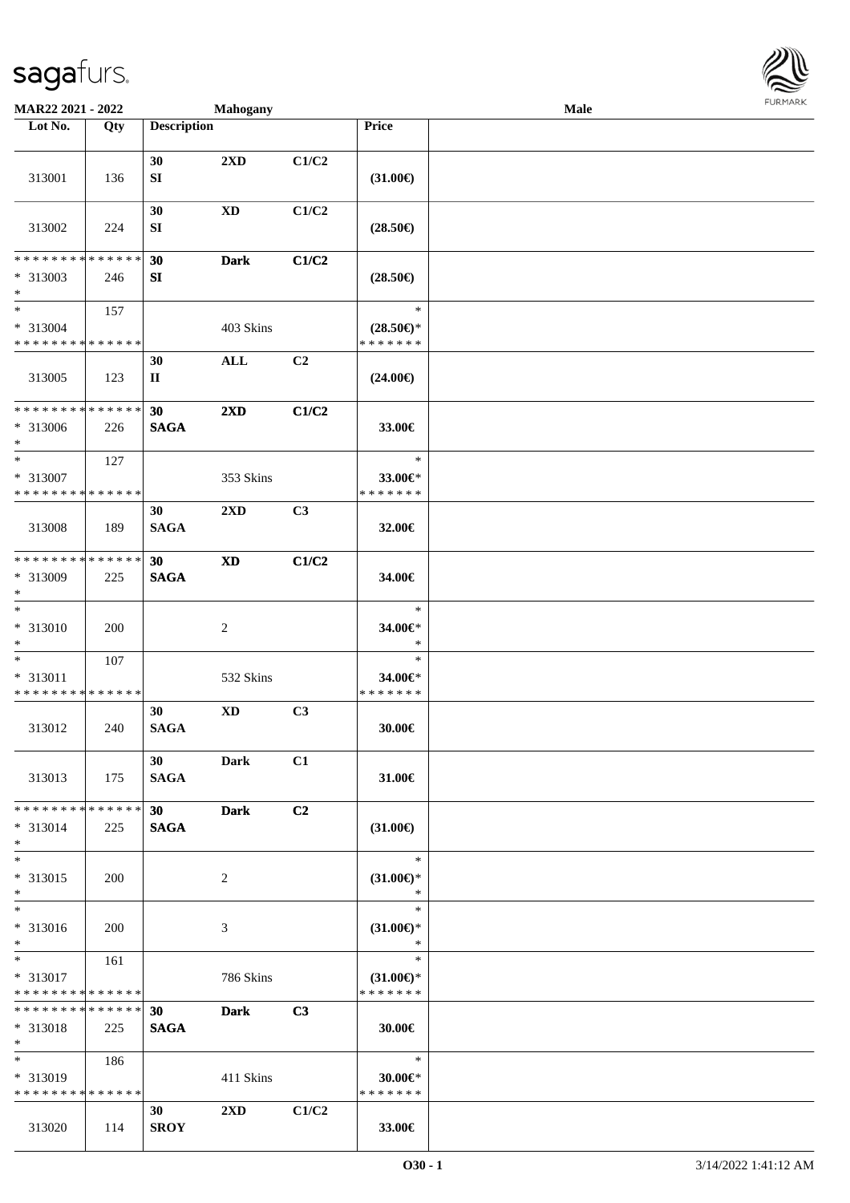MAR22 2021 - 2022 | Mahogany | Male

| Lot No. | Qty | Description | | | Price | |
|---|---|---|---|---|---|---|
| 313001 | 136 | 30 SI | 2XD | C1/C2 | (31.00€) | |
| 313002 | 224 | 30 SI | XD | C1/C2 | (28.50€) | |
| * * * * * * * * * * * * * * * 313003 * | 246 | 30 SI | Dark | C1/C2 | (28.50€) | |
| * * 313004 * * * * * * * * * * * * * * | 157 | | 403 Skins | | * (28.50€)* * * * * * * * | |
| 313005 | 123 | 30 II | ALL | C2 | (24.00€) | |
| * * * * * * * * * * * * * * * 313006 * | 226 | 30 SAGA | 2XD | C1/C2 | 33.00€ | |
| * * 313007 * * * * * * * * * * * * * * | 127 | | 353 Skins | | * 33.00€* * * * * * * * | |
| 313008 | 189 | 30 SAGA | 2XD | C3 | 32.00€ | |
| * * * * * * * * * * * * * * * 313009 * | 225 | 30 SAGA | XD | C1/C2 | 34.00€ | |
| * * 313010 * | 200 | | 2 | | * 34.00€* * | |
| * * 313011 * * * * * * * * * * * * * * | 107 | | 532 Skins | | * 34.00€* * * * * * * * | |
| 313012 | 240 | 30 SAGA | XD | C3 | 30.00€ | |
| 313013 | 175 | 30 SAGA | Dark | C1 | 31.00€ | |
| * * * * * * * * * * * * * * * 313014 * | 225 | 30 SAGA | Dark | C2 | (31.00€) | |
| * * 313015 * | 200 | | 2 | | * (31.00€)* * | |
| * * 313016 * | 200 | | 3 | | * (31.00€)* * | |
| * * 313017 * * * * * * * * * * * * * * | 161 | | 786 Skins | | * (31.00€)* * * * * * * * | |
| * * * * * * * * * * * * * * * 313018 * | 225 | 30 SAGA | Dark | C3 | 30.00€ | |
| * * 313019 * * * * * * * * * * * * * * | 186 | | 411 Skins | | * 30.00€* * * * * * * * | |
| 313020 | 114 | 30 SROY | 2XD | C1/C2 | 33.00€ | |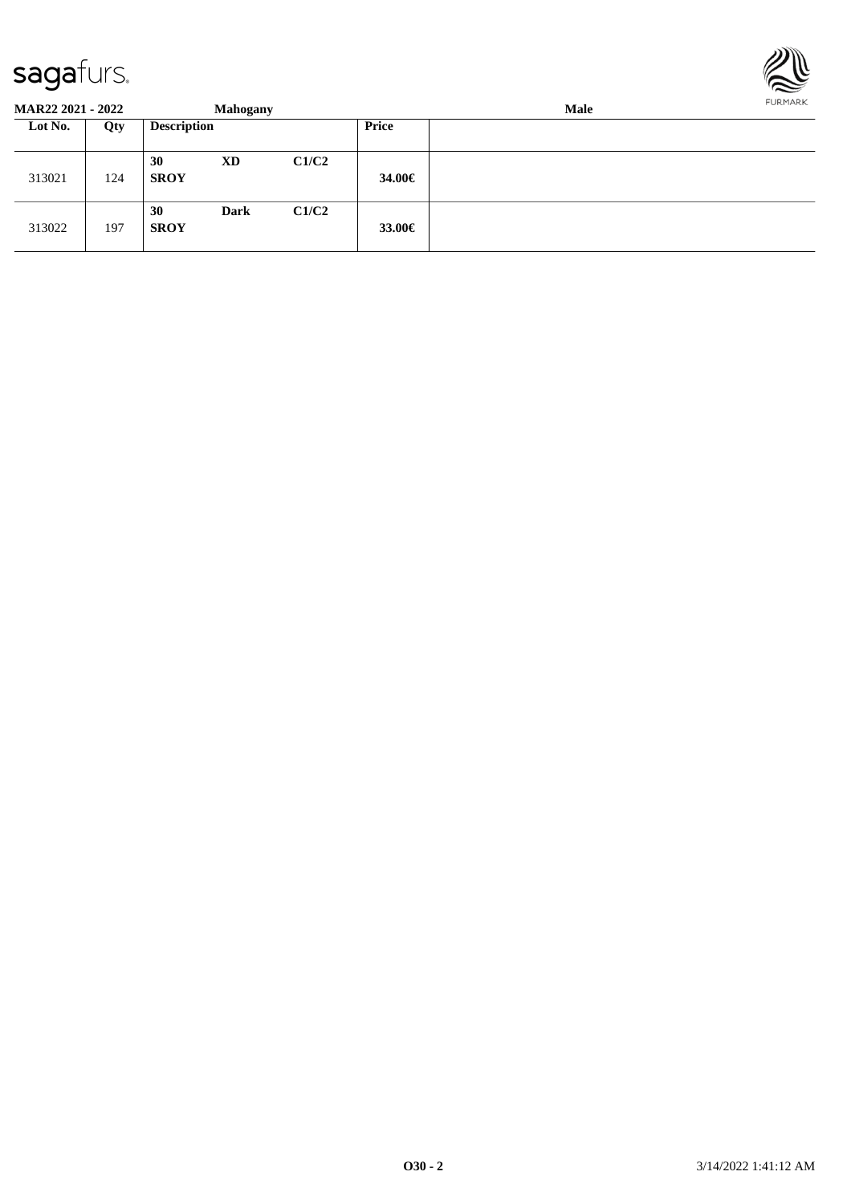| MAR22 2021 - 2022 | | Mahogany | | | Male |
|---|---|---|---|---|---|
| **Lot No.** | **Qty** | **Description** | | | **Price** |
| 313021 | 124 | **30** **SROY** | **XD** | **C1/C2** | **34.00€** |
| 313022 | 197 | **30** **SROY** | **Dark** | **C1/C2** | **33.00€** |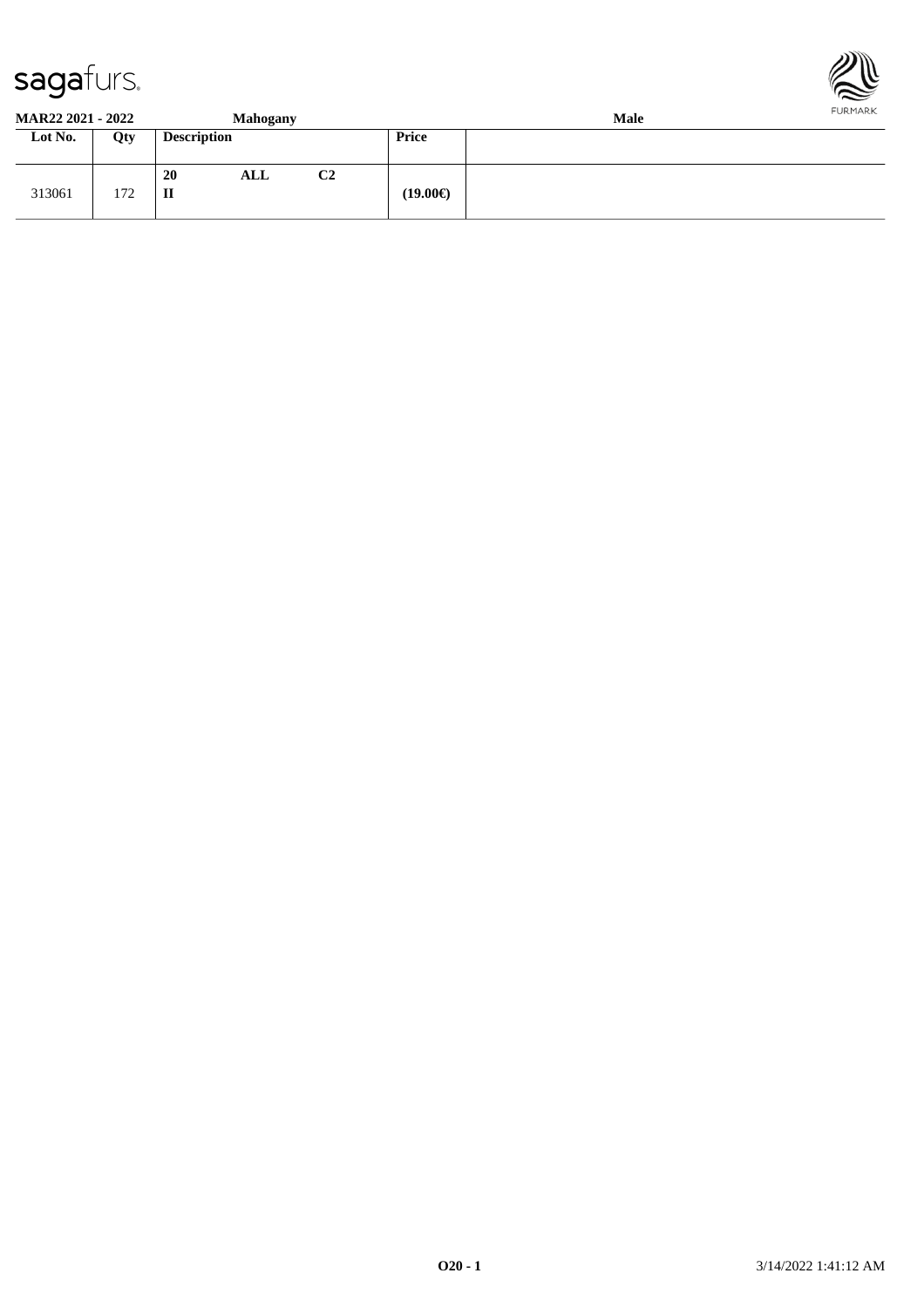**MAR22 2021 - 2022** **Mahogany** **Male**

| Lot No. | Qty | Description | | | Price | |
|---|---|---|---|---|---|---|
| 313061 | 172 | **20** **II** | **ALL** | **C2** | **(19.00€)** | |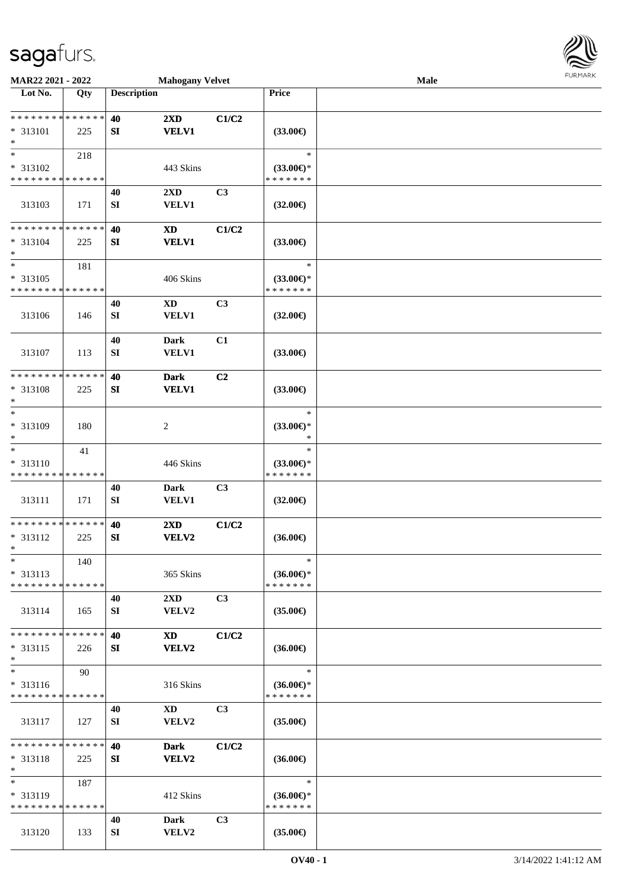**MAR22 2021 - 2022 — Mahogany Velvet — Male**

| Lot No. | Qty | Description | | | Price | |
|---|---|---|---|---|---|---|
| * * * * * * * * * * * * * * | | 40 | 2XD | C1/C2 | | |
| * 313101 | 225 | SI | VELV1 | | (33.00€) | |
| * | | | | | | |
| * | 218 | | | | * | |
| * 313102 | | | 443 Skins | | (33.00€)* | |
| * * * * * * * * * * * * * * | | | | | * * * * * * * | |
| | | 40 | 2XD | C3 | | |
| 313103 | 171 | SI | VELV1 | | (32.00€) | |
| * * * * * * * * * * * * * * | | 40 | XD | C1/C2 | | |
| * 313104 | 225 | SI | VELV1 | | (33.00€) | |
| * | | | | | | |
| * | 181 | | | | * | |
| * 313105 | | | 406 Skins | | (33.00€)* | |
| * * * * * * * * * * * * * * | | | | | * * * * * * * | |
| | | 40 | XD | C3 | | |
| 313106 | 146 | SI | VELV1 | | (32.00€) | |
| | | 40 | Dark | C1 | | |
| 313107 | 113 | SI | VELV1 | | (33.00€) | |
| * * * * * * * * * * * * * * | | 40 | Dark | C2 | | |
| * 313108 | 225 | SI | VELV1 | | (33.00€) | |
| * | | | | | | |
| * | | | | | * | |
| * 313109 | 180 | | 2 | | (33.00€)* | |
| * | | | | | * | |
| * | 41 | | | | * | |
| * 313110 | | | 446 Skins | | (33.00€)* | |
| * * * * * * * * * * * * * * | | | | | * * * * * * * | |
| | | 40 | Dark | C3 | | |
| 313111 | 171 | SI | VELV1 | | (32.00€) | |
| * * * * * * * * * * * * * * | | 40 | 2XD | C1/C2 | | |
| * 313112 | 225 | SI | VELV2 | | (36.00€) | |
| * | | | | | | |
| * | 140 | | | | * | |
| * 313113 | | | 365 Skins | | (36.00€)* | |
| * * * * * * * * * * * * * * | | | | | * * * * * * * | |
| | | 40 | 2XD | C3 | | |
| 313114 | 165 | SI | VELV2 | | (35.00€) | |
| * * * * * * * * * * * * * * | | 40 | XD | C1/C2 | | |
| * 313115 | 226 | SI | VELV2 | | (36.00€) | |
| * | | | | | | |
| * | 90 | | | | * | |
| * 313116 | | | 316 Skins | | (36.00€)* | |
| * * * * * * * * * * * * * * | | | | | * * * * * * * | |
| | | 40 | XD | C3 | | |
| 313117 | 127 | SI | VELV2 | | (35.00€) | |
| * * * * * * * * * * * * * * | | 40 | Dark | C1/C2 | | |
| * 313118 | 225 | SI | VELV2 | | (36.00€) | |
| * | | | | | | |
| * | 187 | | | | * | |
| * 313119 | | | 412 Skins | | (36.00€)* | |
| * * * * * * * * * * * * * * | | | | | * * * * * * * | |
| | | 40 | Dark | C3 | | |
| 313120 | 133 | SI | VELV2 | | (35.00€) | |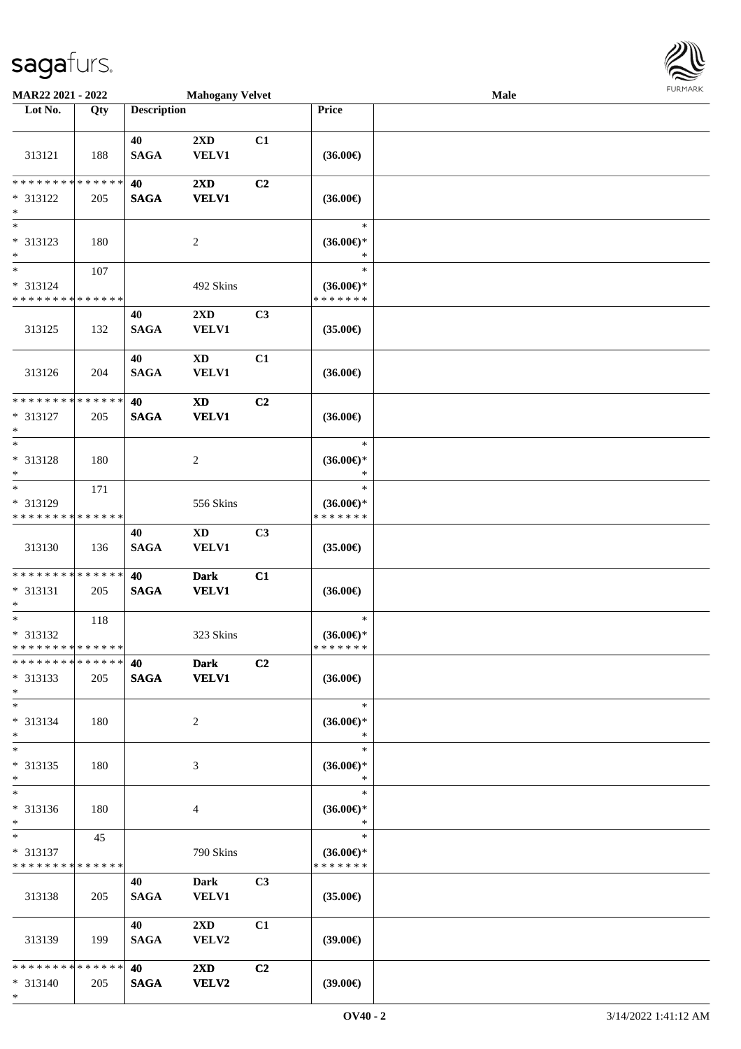| Lot No. | Qty | Description | | | Price | |
|---|---|---|---|---|---|---|
| 313121 | 188 | 40 SAGA | 2XD VELV1 | C1 | (36.00€) | |
| * * * * * * * * * * * * * * * 313122 * | 205 | 40 SAGA | 2XD VELV1 | C2 | (36.00€) | |
| * * 313123 * | 180 | | 2 | | * (36.00€)* * | |
| * * 313124 * * * * * * * * * * * * * * | 107 | | 492 Skins | | * (36.00€)* * * * * * * * | |
| 313125 | 132 | 40 SAGA | 2XD VELV1 | C3 | (35.00€) | |
| 313126 | 204 | 40 SAGA | XD VELV1 | C1 | (36.00€) | |
| * * * * * * * * * * * * * * * 313127 * | 205 | 40 SAGA | XD VELV1 | C2 | (36.00€) | |
| * * 313128 * | 180 | | 2 | | * (36.00€)* * | |
| * * 313129 * * * * * * * * * * * * * * | 171 | | 556 Skins | | * (36.00€)* * * * * * * * | |
| 313130 | 136 | 40 SAGA | XD VELV1 | C3 | (35.00€) | |
| * * * * * * * * * * * * * * * 313131 * | 205 | 40 SAGA | Dark VELV1 | C1 | (36.00€) | |
| * * 313132 * * * * * * * * * * * * * * | 118 | | 323 Skins | | * (36.00€)* * * * * * * * | |
| * * * * * * * * * * * * * * * 313133 * | 205 | 40 SAGA | Dark VELV1 | C2 | (36.00€) | |
| * * 313134 * | 180 | | 2 | | * (36.00€)* * | |
| * * 313135 * | 180 | | 3 | | * (36.00€)* * | |
| * * 313136 * | 180 | | 4 | | * (36.00€)* * | |
| * * 313137 * * * * * * * * * * * * * * | 45 | | 790 Skins | | * (36.00€)* * * * * * * * | |
| 313138 | 205 | 40 SAGA | Dark VELV1 | C3 | (35.00€) | |
| 313139 | 199 | 40 SAGA | 2XD VELV2 | C1 | (39.00€) | |
| * * * * * * * * * * * * * * * 313140 * | 205 | 40 SAGA | 2XD VELV2 | C2 | (39.00€) | |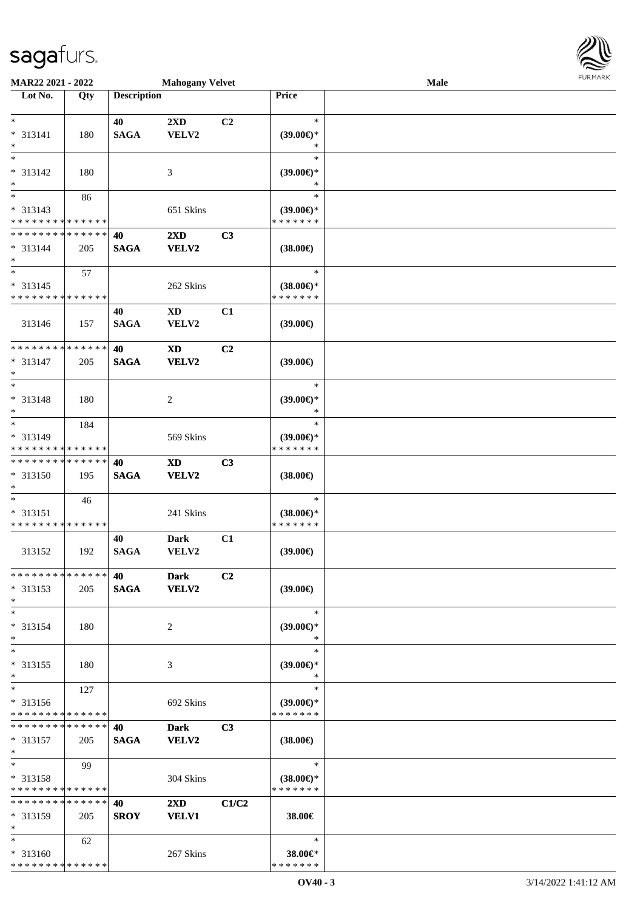MAR22 2021 - 2022 | Mahogany Velvet | Male

| Lot No. | Qty | Description | | | Price | |
|---|---|---|---|---|---|---|
| * | | 40 | 2XD | C2 | * | |
| * 313141 | 180 | SAGA | VELV2 | | (39.00€)* | |
| * | | | | | * | |
| * | | | | | * | |
| * 313142 | 180 | | 3 | | (39.00€)* | |
| * | | | | | * | |
| * | 86 | | | | * | |
| * 313143 | | | 651 Skins | | (39.00€)* | |
| * * * * * * * * * * * * * * | | | | | * * * * * * * | |
| * * * * * * * * * * * * * * | | 40 | 2XD | C3 | | |
| * 313144 | 205 | SAGA | VELV2 | | (38.00€) | |
| * | | | | | | |
| * | 57 | | | | * | |
| * 313145 | | | 262 Skins | | (38.00€)* | |
| * * * * * * * * * * * * * * | | | | | * * * * * * * | |
| | | 40 | XD | C1 | | |
| 313146 | 157 | SAGA | VELV2 | | (39.00€) | |
| * * * * * * * * * * * * * * | | 40 | XD | C2 | | |
| * 313147 | 205 | SAGA | VELV2 | | (39.00€) | |
| * | | | | | | |
| * | | | | | * | |
| * 313148 | 180 | | 2 | | (39.00€)* | |
| * | | | | | * | |
| * | 184 | | | | * | |
| * 313149 | | | 569 Skins | | (39.00€)* | |
| * * * * * * * * * * * * * * | | | | | * * * * * * * | |
| * * * * * * * * * * * * * * | | 40 | XD | C3 | | |
| * 313150 | 195 | SAGA | VELV2 | | (38.00€) | |
| * | | | | | | |
| * | 46 | | | | * | |
| * 313151 | | | 241 Skins | | (38.00€)* | |
| * * * * * * * * * * * * * * | | | | | * * * * * * * | |
| | | 40 | Dark | C1 | | |
| 313152 | 192 | SAGA | VELV2 | | (39.00€) | |
| * * * * * * * * * * * * * * | | 40 | Dark | C2 | | |
| * 313153 | 205 | SAGA | VELV2 | | (39.00€) | |
| * | | | | | | |
| * | | | | | * | |
| * 313154 | 180 | | 2 | | (39.00€)* | |
| * | | | | | * | |
| * | | | | | * | |
| * 313155 | 180 | | 3 | | (39.00€)* | |
| * | | | | | * | |
| * | 127 | | | | * | |
| * 313156 | | | 692 Skins | | (39.00€)* | |
| * * * * * * * * * * * * * * | | | | | * * * * * * * | |
| * * * * * * * * * * * * * * | | 40 | Dark | C3 | | |
| * 313157 | 205 | SAGA | VELV2 | | (38.00€) | |
| * | | | | | | |
| * | 99 | | | | * | |
| * 313158 | | | 304 Skins | | (38.00€)* | |
| * * * * * * * * * * * * * * | | | | | * * * * * * * | |
| * * * * * * * * * * * * * * | | 40 | 2XD | C1/C2 | | |
| * 313159 | 205 | SROY | VELV1 | | 38.00€ | |
| * | | | | | | |
| * | 62 | | | | * | |
| * 313160 | | | 267 Skins | | 38.00€* | |
| * * * * * * * * * * * * * * | | | | | * * * * * * * | |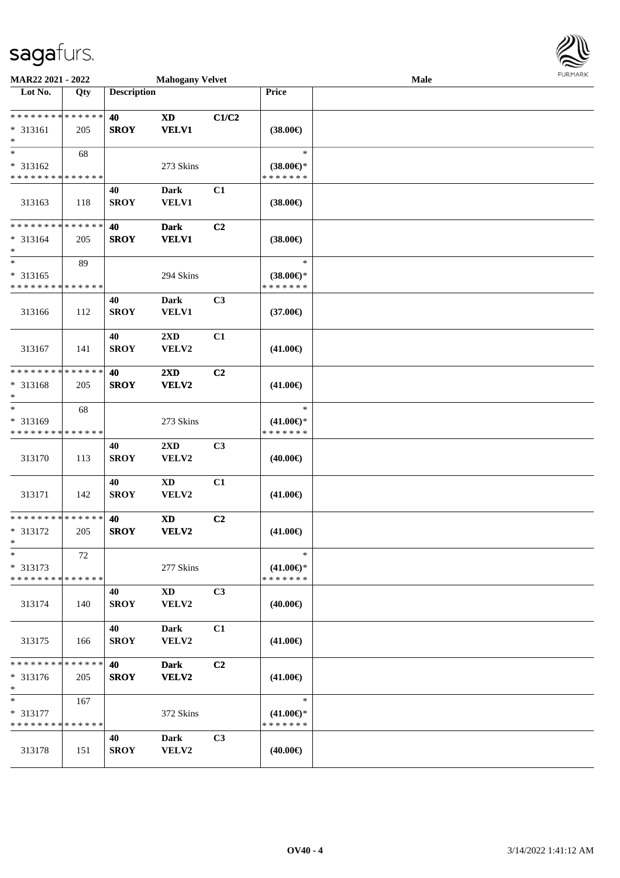MAR22 2021 - 2022 | Mahogany Velvet | Male

| Lot No. | Qty | Description | | | Price | |
|---|---|---|---|---|---|---|
| * * * * * * * * * * * * * * <br>* 313161<br>* | 205 | 40<br>SROY | XD<br>VELV1 | C1/C2 | (38.00€) | |
| * <br>* 313162<br>* * * * * * * * * * * * * * | 68 | | 273 Skins | | *<br>(38.00€)*<br>* * * * * * * | |
| 313163 | 118 | 40<br>SROY | Dark<br>VELV1 | C1 | (38.00€) | |
| * * * * * * * * * * * * * * <br>* 313164<br>* | 205 | 40<br>SROY | Dark<br>VELV1 | C2 | (38.00€) | |
| * <br>* 313165<br>* * * * * * * * * * * * * * | 89 | | 294 Skins | | *<br>(38.00€)*<br>* * * * * * * | |
| 313166 | 112 | 40<br>SROY | Dark<br>VELV1 | C3 | (37.00€) | |
| 313167 | 141 | 40<br>SROY | 2XD<br>VELV2 | C1 | (41.00€) | |
| * * * * * * * * * * * * * * <br>* 313168<br>* | 205 | 40<br>SROY | 2XD<br>VELV2 | C2 | (41.00€) | |
| * <br>* 313169<br>* * * * * * * * * * * * * * | 68 | | 273 Skins | | *<br>(41.00€)*<br>* * * * * * * | |
| 313170 | 113 | 40<br>SROY | 2XD<br>VELV2 | C3 | (40.00€) | |
| 313171 | 142 | 40<br>SROY | XD<br>VELV2 | C1 | (41.00€) | |
| * * * * * * * * * * * * * * <br>* 313172<br>* | 205 | 40<br>SROY | XD<br>VELV2 | C2 | (41.00€) | |
| * <br>* 313173<br>* * * * * * * * * * * * * * | 72 | | 277 Skins | | *<br>(41.00€)*<br>* * * * * * * | |
| 313174 | 140 | 40<br>SROY | XD<br>VELV2 | C3 | (40.00€) | |
| 313175 | 166 | 40<br>SROY | Dark<br>VELV2 | C1 | (41.00€) | |
| * * * * * * * * * * * * * * <br>* 313176<br>* | 205 | 40<br>SROY | Dark<br>VELV2 | C2 | (41.00€) | |
| * <br>* 313177<br>* * * * * * * * * * * * * * | 167 | | 372 Skins | | *<br>(41.00€)*<br>* * * * * * * | |
| 313178 | 151 | 40<br>SROY | Dark<br>VELV2 | C3 | (40.00€) | |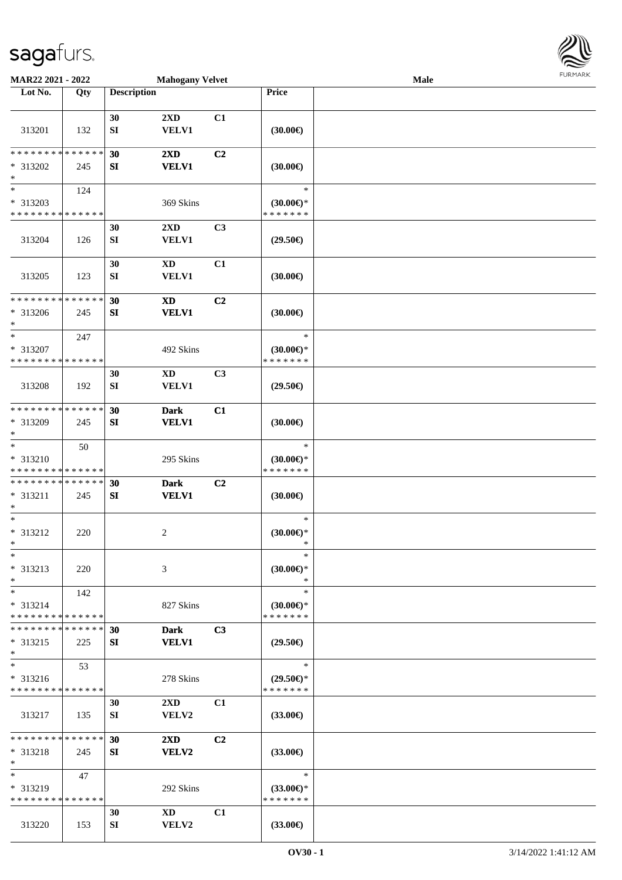**MAR22 2021 - 2022** **Mahogany Velvet** **Male**

| Lot No. | Qty | Description | | | Price | |
|---|---|---|---|---|---|---|
| 313201 | 132 | 30 SI | 2XD VELV1 | C1 | (30.00€) | |
| * * * * * * * * * * * * * * * 313202 * | 245 | 30 SI | 2XD VELV1 | C2 | (30.00€) | |
| * * 313203 * * * * * * * * * * * * * * | 124 | | 369 Skins | | * (30.00€)* * * * * * * * | |
| 313204 | 126 | 30 SI | 2XD VELV1 | C3 | (29.50€) | |
| 313205 | 123 | 30 SI | XD VELV1 | C1 | (30.00€) | |
| * * * * * * * * * * * * * * * 313206 * | 245 | 30 SI | XD VELV1 | C2 | (30.00€) | |
| * * 313207 * * * * * * * * * * * * * * | 247 | | 492 Skins | | * (30.00€)* * * * * * * * | |
| 313208 | 192 | 30 SI | XD VELV1 | C3 | (29.50€) | |
| * * * * * * * * * * * * * * * 313209 * | 245 | 30 SI | Dark VELV1 | C1 | (30.00€) | |
| * * 313210 * * * * * * * * * * * * * * | 50 | | 295 Skins | | * (30.00€)* * * * * * * * | |
| * * * * * * * * * * * * * * * 313211 * | 245 | 30 SI | Dark VELV1 | C2 | (30.00€) | |
| * * 313212 * | 220 | | 2 | | * (30.00€)* * | |
| * * 313213 * | 220 | | 3 | | * (30.00€)* * | |
| * * 313214 * * * * * * * * * * * * * * | 142 | | 827 Skins | | * (30.00€)* * * * * * * * | |
| * * * * * * * * * * * * * * * 313215 * | 225 | 30 SI | Dark VELV1 | C3 | (29.50€) | |
| * * 313216 * * * * * * * * * * * * * * | 53 | | 278 Skins | | * (29.50€)* * * * * * * * | |
| 313217 | 135 | 30 SI | 2XD VELV2 | C1 | (33.00€) | |
| * * * * * * * * * * * * * * * 313218 * | 245 | 30 SI | 2XD VELV2 | C2 | (33.00€) | |
| * * 313219 * * * * * * * * * * * * * * | 47 | | 292 Skins | | * (33.00€)* * * * * * * * | |
| 313220 | 153 | 30 SI | XD VELV2 | C1 | (33.00€) | |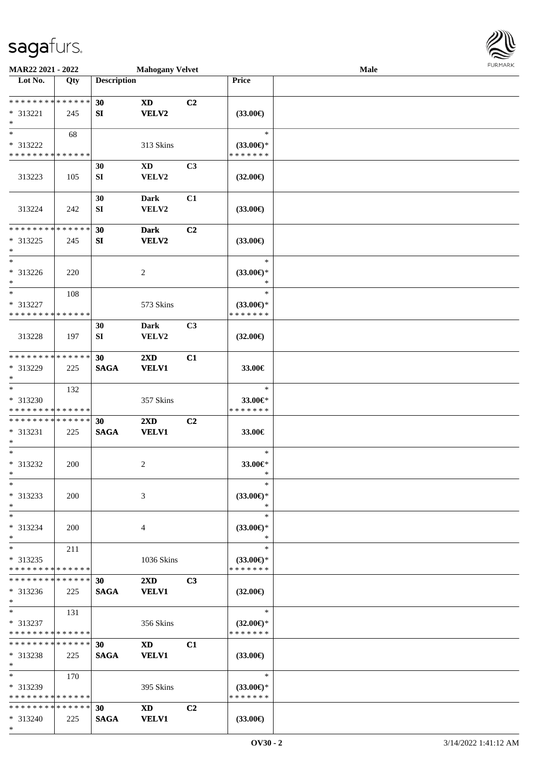**MAR22 2021 - 2022** **Mahogany Velvet** **Male**

| Lot No. | Qty | Description | | | Price | |
|---|---|---|---|---|---|---|
| * * * * * * * * * * * * * * | | 30 | XD | C2 | | |
| * 313221 | 245 | SI | VELV2 | | (33.00€) | |
| * | | | | | | |
| * | 68 | | | | * | |
| * 313222 | | | 313 Skins | | (33.00€)* | |
| * * * * * * * * * * * * * * | | | | | * * * * * * * | |
| | | 30 | XD | C3 | | |
| 313223 | 105 | SI | VELV2 | | (32.00€) | |
| | | 30 | Dark | C1 | | |
| 313224 | 242 | SI | VELV2 | | (33.00€) | |
| * * * * * * * * * * * * * * | | 30 | Dark | C2 | | |
| * 313225 | 245 | SI | VELV2 | | (33.00€) | |
| * | | | | | | |
| * | | | | | * | |
| * 313226 | 220 | | 2 | | (33.00€)* | |
| * | | | | | * | |
| * | 108 | | | | * | |
| * 313227 | | | 573 Skins | | (33.00€)* | |
| * * * * * * * * * * * * * * | | | | | * * * * * * * | |
| | | 30 | Dark | C3 | | |
| 313228 | 197 | SI | VELV2 | | (32.00€) | |
| * * * * * * * * * * * * * * | | 30 | 2XD | C1 | | |
| * 313229 | 225 | SAGA | VELV1 | | 33.00€ | |
| * | | | | | | |
| * | 132 | | | | * | |
| * 313230 | | | 357 Skins | | 33.00€* | |
| * * * * * * * * * * * * * * | | | | | * * * * * * * | |
| * * * * * * * * * * * * * * | | 30 | 2XD | C2 | | |
| * 313231 | 225 | SAGA | VELV1 | | 33.00€ | |
| * | | | | | | |
| * | | | | | * | |
| * 313232 | 200 | | 2 | | 33.00€* | |
| * | | | | | * | |
| * | | | | | * | |
| * 313233 | 200 | | 3 | | (33.00€)* | |
| * | | | | | * | |
| * | | | | | * | |
| * 313234 | 200 | | 4 | | (33.00€)* | |
| * | | | | | * | |
| * | 211 | | | | * | |
| * 313235 | | | 1036 Skins | | (33.00€)* | |
| * * * * * * * * * * * * * * | | | | | * * * * * * * | |
| * * * * * * * * * * * * * * | | 30 | 2XD | C3 | | |
| * 313236 | 225 | SAGA | VELV1 | | (32.00€) | |
| * | | | | | | |
| * | 131 | | | | * | |
| * 313237 | | | 356 Skins | | (32.00€)* | |
| * * * * * * * * * * * * * * | | | | | * * * * * * * | |
| * * * * * * * * * * * * * * | | 30 | XD | C1 | | |
| * 313238 | 225 | SAGA | VELV1 | | (33.00€) | |
| * | | | | | | |
| * | 170 | | | | * | |
| * 313239 | | | 395 Skins | | (33.00€)* | |
| * * * * * * * * * * * * * * | | | | | * * * * * * * | |
| * * * * * * * * * * * * * * | | 30 | XD | C2 | | |
| * 313240 | 225 | SAGA | VELV1 | | (33.00€) | |
| * | | | | | | |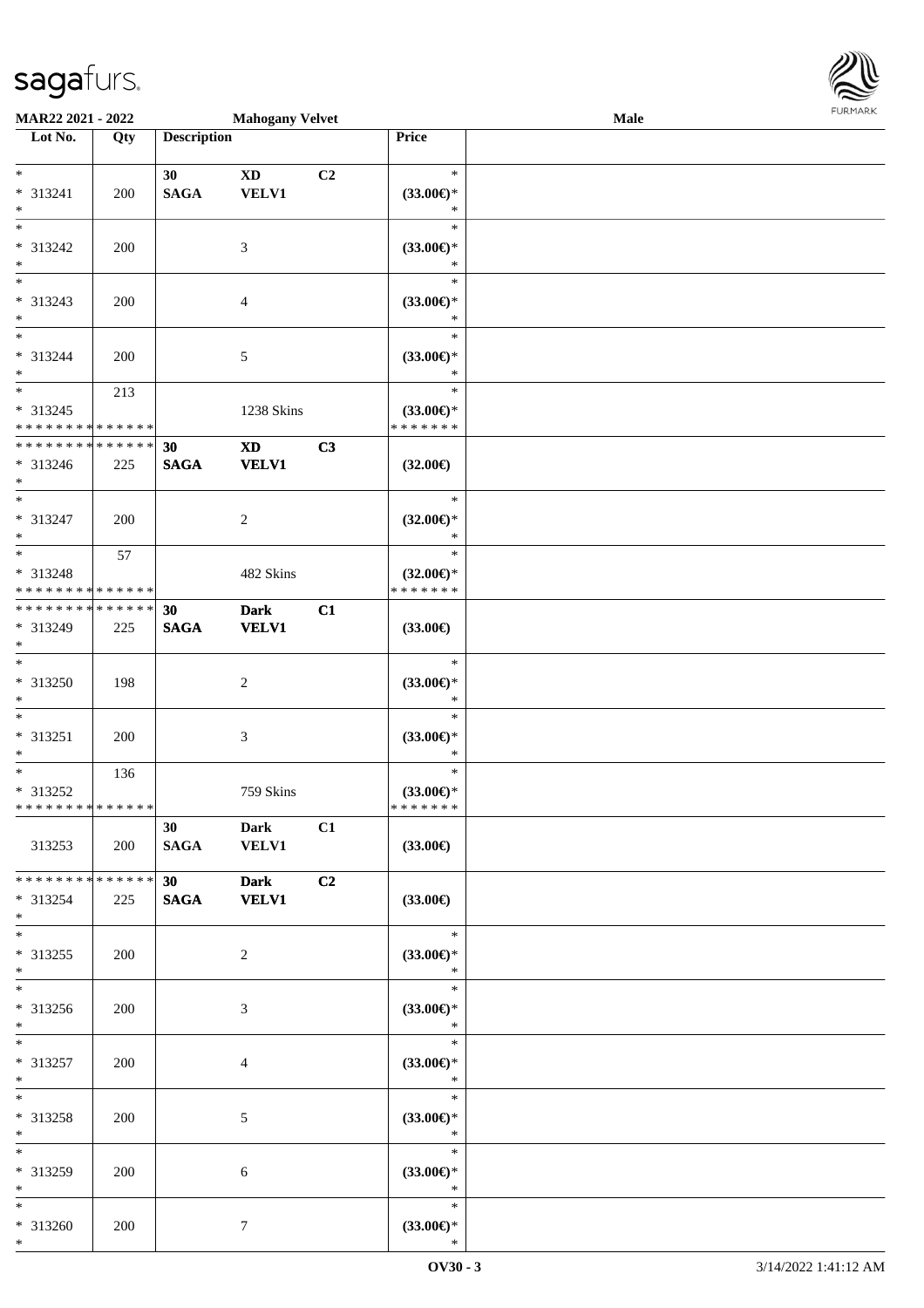| Lot No. | Qty | Description | | | Price |
|---|---|---|---|---|---|
| * | | 30 | XD | C2 | * |
| * 313241 | 200 | SAGA | VELV1 | | (33.00€)* |
| * | | | | | * |
| * | | | | | * |
| * 313242 | 200 | | 3 | | (33.00€)* |
| * | | | | | * |
| * | | | | | * |
| * 313243 | 200 | | 4 | | (33.00€)* |
| * | | | | | * |
| * | | | | | * |
| * 313244 | 200 | | 5 | | (33.00€)* |
| * | | | | | * |
| * | 213 | | | | * |
| * 313245 | | | 1238 Skins | | (33.00€)* |
| * * * * * * * * * * * * * * | | | | | * * * * * * * |
| * * * * * * * * * * * * * * | | 30 | XD | C3 | |
| * 313246 | 225 | SAGA | VELV1 | | (32.00€) |
| * | | | | | |
| * | | | | | * |
| * 313247 | 200 | | 2 | | (32.00€)* |
| * | | | | | * |
| * | 57 | | | | * |
| * 313248 | | | 482 Skins | | (32.00€)* |
| * * * * * * * * * * * * * * | | | | | * * * * * * * |
| * * * * * * * * * * * * * * | | 30 | Dark | C1 | |
| * 313249 | 225 | SAGA | VELV1 | | (33.00€) |
| * | | | | | |
| * | | | | | * |
| * 313250 | 198 | | 2 | | (33.00€)* |
| * | | | | | * |
| * | | | | | * |
| * 313251 | 200 | | 3 | | (33.00€)* |
| * | | | | | * |
| * | 136 | | | | * |
| * 313252 | | | 759 Skins | | (33.00€)* |
| * * * * * * * * * * * * * * | | | | | * * * * * * * |
| | | 30 | Dark | C1 | |
| 313253 | 200 | SAGA | VELV1 | | (33.00€) |
| * * * * * * * * * * * * * * | | 30 | Dark | C2 | |
| * 313254 | 225 | SAGA | VELV1 | | (33.00€) |
| * | | | | | |
| * | | | | | * |
| * 313255 | 200 | | 2 | | (33.00€)* |
| * | | | | | * |
| * | | | | | * |
| * 313256 | 200 | | 3 | | (33.00€)* |
| * | | | | | * |
| * | | | | | * |
| * 313257 | 200 | | 4 | | (33.00€)* |
| * | | | | | * |
| * | | | | | * |
| * 313258 | 200 | | 5 | | (33.00€)* |
| * | | | | | * |
| * | | | | | * |
| * 313259 | 200 | | 6 | | (33.00€)* |
| * | | | | | * |
| * | | | | | * |
| * 313260 | 200 | | 7 | | (33.00€)* |
| * | | | | | * |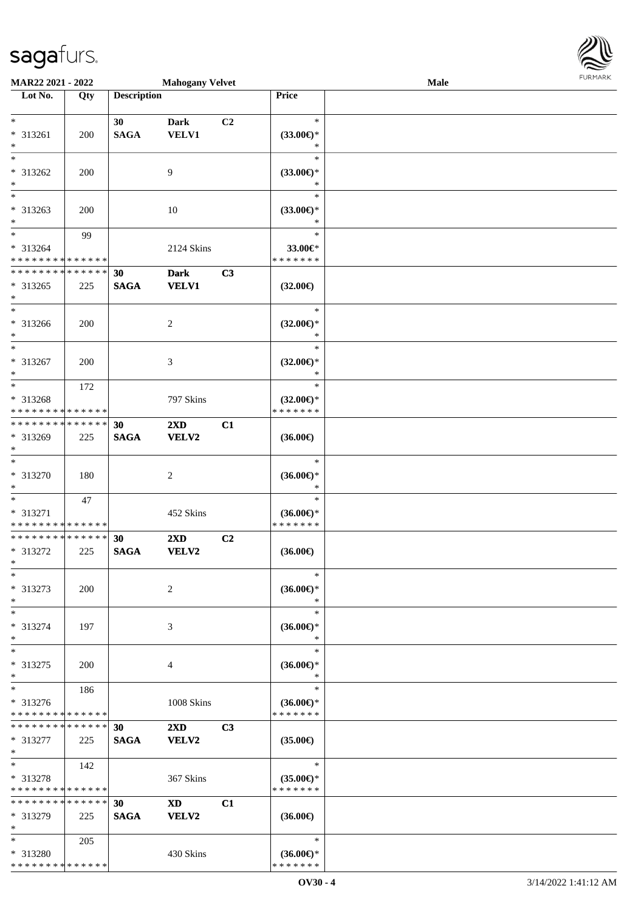MAR22 2021 - 2022 &nbsp;&nbsp;&nbsp;&nbsp; Mahogany Velvet &nbsp;&nbsp;&nbsp;&nbsp; Male

| Lot No. | Qty | Description | | | Price |
|---|---|---|---|---|---|
| * | | 30 | Dark | C2 | * |
| * 313261 | 200 | SAGA | VELV1 | | (33.00€)* |
| * | | | | | * |
| * | | | | | * |
| * 313262 | 200 | | 9 | | (33.00€)* |
| * | | | | | * |
| * | | | | | * |
| * 313263 | 200 | | 10 | | (33.00€)* |
| * | | | | | * |
| * | 99 | | | | * |
| * 313264 | | | 2124 Skins | | 33.00€* |
| * * * * * * * * * * * * * * | | | | | * * * * * * * |
| * * * * * * * * * * * * * * | | 30 | Dark | C3 | |
| * 313265 | 225 | SAGA | VELV1 | | (32.00€) |
| * | | | | | |
| * | | | | | * |
| * 313266 | 200 | | 2 | | (32.00€)* |
| * | | | | | * |
| * | | | | | * |
| * 313267 | 200 | | 3 | | (32.00€)* |
| * | | | | | * |
| * | 172 | | | | * |
| * 313268 | | | 797 Skins | | (32.00€)* |
| * * * * * * * * * * * * * * | | | | | * * * * * * * |
| * * * * * * * * * * * * * * | | 30 | 2XD | C1 | |
| * 313269 | 225 | SAGA | VELV2 | | (36.00€) |
| * | | | | | |
| * | | | | | * |
| * 313270 | 180 | | 2 | | (36.00€)* |
| * | | | | | * |
| * | 47 | | | | * |
| * 313271 | | | 452 Skins | | (36.00€)* |
| * * * * * * * * * * * * * * | | | | | * * * * * * * |
| * * * * * * * * * * * * * * | | 30 | 2XD | C2 | |
| * 313272 | 225 | SAGA | VELV2 | | (36.00€) |
| * | | | | | |
| * | | | | | * |
| * 313273 | 200 | | 2 | | (36.00€)* |
| * | | | | | * |
| * | | | | | * |
| * 313274 | 197 | | 3 | | (36.00€)* |
| * | | | | | * |
| * | | | | | * |
| * 313275 | 200 | | 4 | | (36.00€)* |
| * | | | | | * |
| * | 186 | | | | * |
| * 313276 | | | 1008 Skins | | (36.00€)* |
| * * * * * * * * * * * * * * | | | | | * * * * * * * |
| * * * * * * * * * * * * * * | | 30 | 2XD | C3 | |
| * 313277 | 225 | SAGA | VELV2 | | (35.00€) |
| * | | | | | |
| * | 142 | | | | * |
| * 313278 | | | 367 Skins | | (35.00€)* |
| * * * * * * * * * * * * * * | | | | | * * * * * * * |
| * * * * * * * * * * * * * * | | 30 | XD | C1 | |
| * 313279 | 225 | SAGA | VELV2 | | (36.00€) |
| * | | | | | |
| * | 205 | | | | * |
| * 313280 | | | 430 Skins | | (36.00€)* |
| * * * * * * * * * * * * * * | | | | | * * * * * * * |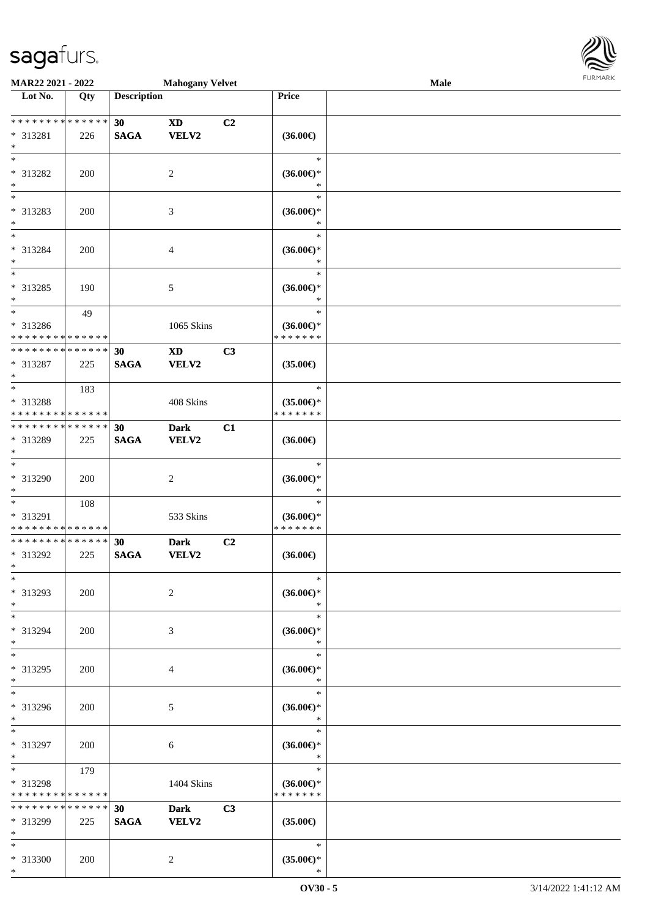| Lot No. | Qty | Description | | | Price | |
|---|---|---|---|---|---|---|
| * * * * * * * * * * * * * * | | 30 | XD | C2 | | |
| * 313281 | 226 | SAGA | VELV2 | | (36.00€) | |
| * | | | | | | |
| * 313282 | 200 | | 2 | | (36.00€)* | |
| * 313283 | 200 | | 3 | | (36.00€)* | |
| * 313284 | 200 | | 4 | | (36.00€)* | |
| * 313285 | 190 | | 5 | | (36.00€)* | |
| * 313286 | 49 | | 1065 Skins | | (36.00€)* | |
| * * * * * * * * * * * * * * | | 30 | XD | C3 | | |
| * 313287 | 225 | SAGA | VELV2 | | (35.00€) | |
| * 313288 | 183 | | 408 Skins | | (35.00€)* | |
| * * * * * * * * * * * * * * | | 30 | Dark | C1 | | |
| * 313289 | 225 | SAGA | VELV2 | | (36.00€) | |
| * 313290 | 200 | | 2 | | (36.00€)* | |
| * 313291 | 108 | | 533 Skins | | (36.00€)* | |
| * * * * * * * * * * * * * * | | 30 | Dark | C2 | | |
| * 313292 | 225 | SAGA | VELV2 | | (36.00€) | |
| * 313293 | 200 | | 2 | | (36.00€)* | |
| * 313294 | 200 | | 3 | | (36.00€)* | |
| * 313295 | 200 | | 4 | | (36.00€)* | |
| * 313296 | 200 | | 5 | | (36.00€)* | |
| * 313297 | 200 | | 6 | | (36.00€)* | |
| * 313298 | 179 | | 1404 Skins | | (36.00€)* | |
| * * * * * * * * * * * * * * | | 30 | Dark | C3 | | |
| * 313299 | 225 | SAGA | VELV2 | | (35.00€) | |
| * 313300 | 200 | | 2 | | (35.00€)* | |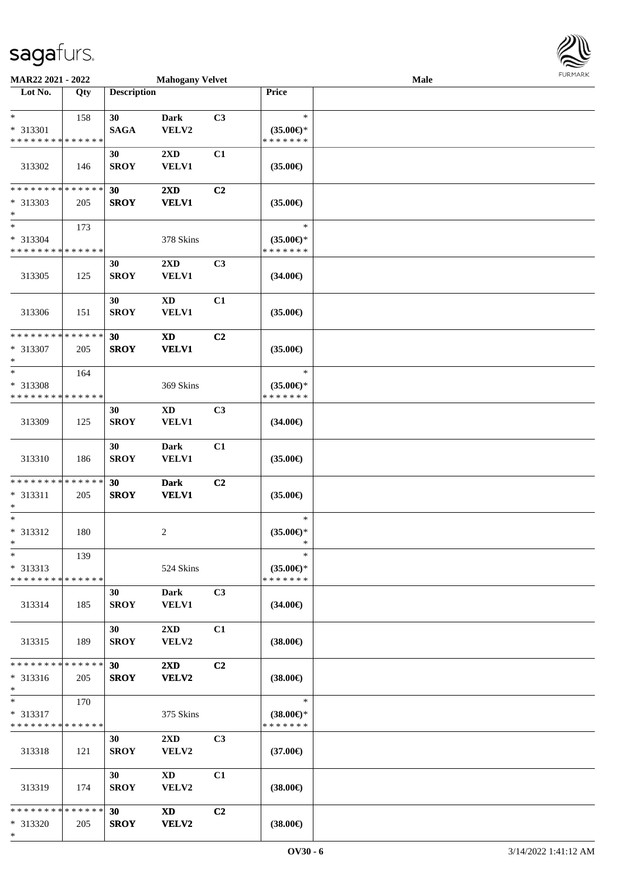**MAR22 2021 - 2022** **Mahogany Velvet** **Male**

| Lot No. | Qty | Description | | | Price | |
|---|---|---|---|---|---|---|
| * | 158 | 30 | Dark | C3 | * | |
| * 313301 | | SAGA | VELV2 | | (35.00€)* | |
| * * * * * * * * * * * * * * | | | | | * * * * * * * | |
| 313302 | 146 | 30 SROY | 2XD VELV1 | C1 | (35.00€) | |
| * * * * * * * * * * * * * * | | 30 | 2XD | C2 | | |
| * 313303 | 205 | SROY | VELV1 | | (35.00€) | |
| * | | | | | | |
| * | 173 | | | | * | |
| * 313304 | | | 378 Skins | | (35.00€)* | |
| * * * * * * * * * * * * * * | | | | | * * * * * * * | |
| 313305 | 125 | 30 SROY | 2XD VELV1 | C3 | (34.00€) | |
| 313306 | 151 | 30 SROY | XD VELV1 | C1 | (35.00€) | |
| * * * * * * * * * * * * * * | | 30 | XD | C2 | | |
| * 313307 | 205 | SROY | VELV1 | | (35.00€) | |
| * | | | | | | |
| * | 164 | | | | * | |
| * 313308 | | | 369 Skins | | (35.00€)* | |
| * * * * * * * * * * * * * * | | | | | * * * * * * * | |
| 313309 | 125 | 30 SROY | XD VELV1 | C3 | (34.00€) | |
| 313310 | 186 | 30 SROY | Dark VELV1 | C1 | (35.00€) | |
| * * * * * * * * * * * * * * | | 30 | Dark | C2 | | |
| * 313311 | 205 | SROY | VELV1 | | (35.00€) | |
| * | | | | | | |
| * | | | | | * | |
| * 313312 | 180 | | 2 | | (35.00€)* | |
| * | | | | | * | |
| * | 139 | | | | * | |
| * 313313 | | | 524 Skins | | (35.00€)* | |
| * * * * * * * * * * * * * * | | | | | * * * * * * * | |
| 313314 | 185 | 30 SROY | Dark VELV1 | C3 | (34.00€) | |
| 313315 | 189 | 30 SROY | 2XD VELV2 | C1 | (38.00€) | |
| * * * * * * * * * * * * * * | | 30 | 2XD | C2 | | |
| * 313316 | 205 | SROY | VELV2 | | (38.00€) | |
| * | | | | | | |
| * | 170 | | | | * | |
| * 313317 | | | 375 Skins | | (38.00€)* | |
| * * * * * * * * * * * * * * | | | | | * * * * * * * | |
| 313318 | 121 | 30 SROY | 2XD VELV2 | C3 | (37.00€) | |
| 313319 | 174 | 30 SROY | XD VELV2 | C1 | (38.00€) | |
| * * * * * * * * * * * * * * | | 30 | XD | C2 | | |
| * 313320 | 205 | SROY | VELV2 | | (38.00€) | |
| * | | | | | | |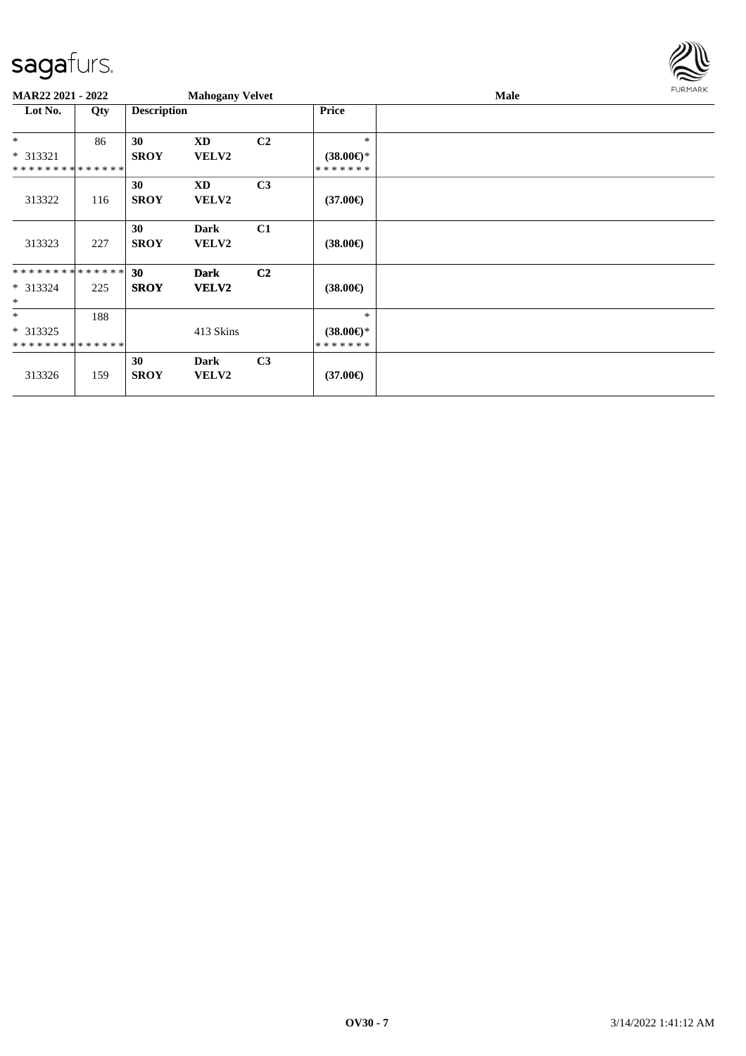**MAR22 2021 - 2022** **Mahogany Velvet** **Male**

| Lot No. | Qty | Description | | | Price | |
|---|---|---|---|---|---|---|
| * | 86 | **30** | **XD** | **C2** | * | |
| * 313321 | | **SROY** | **VELV2** | | **(38.00€)*** | |
| * * * * * * * * * * * * * * | | | | | * * * * * * * | |
| 313322 | 116 | **30** **SROY** | **XD** **VELV2** | **C3** | **(37.00€)** | |
| 313323 | 227 | **30** **SROY** | **Dark** **VELV2** | **C1** | **(38.00€)** | |
| * * * * * * * * * * * * * * | | **30** | **Dark** | **C2** | | |
| * 313324 | 225 | **SROY** | **VELV2** | | **(38.00€)** | |
| * | | | | | | |
| * | 188 | | | | * | |
| * 313325 | | | 413 Skins | | **(38.00€)*** | |
| * * * * * * * * * * * * * * | | | | | * * * * * * * | |
| 313326 | 159 | **30** **SROY** | **Dark** **VELV2** | **C3** | **(37.00€)** | |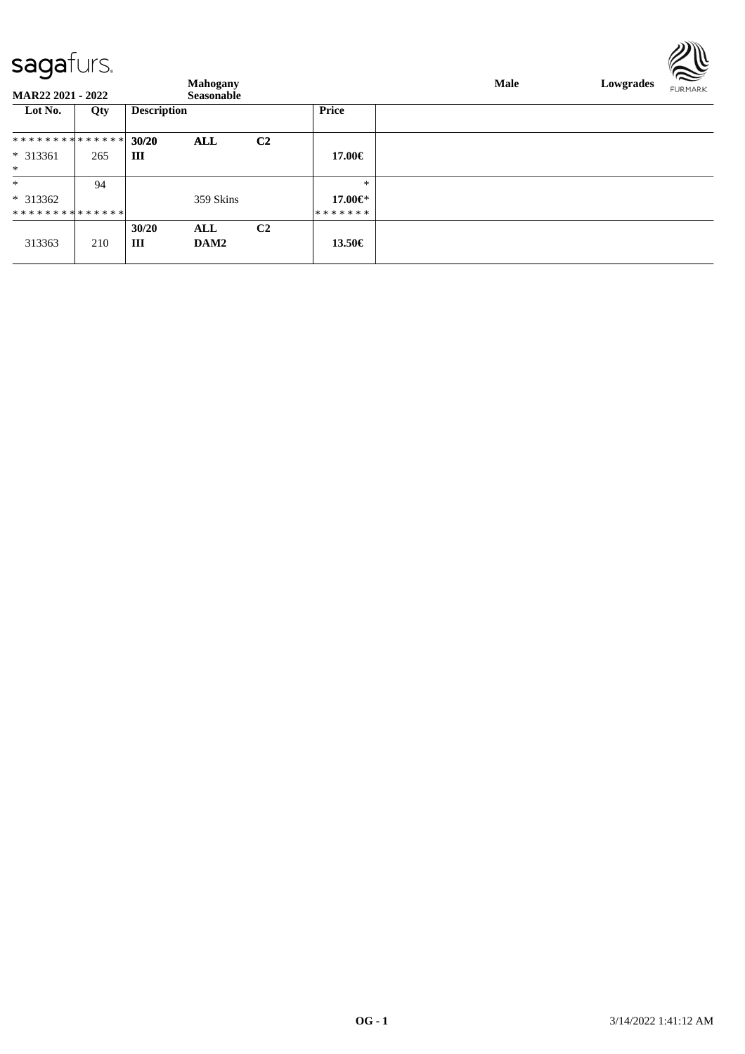**Mahogany**
**Seasonable**

**Male** **Lowgrades**

| Lot No. | Qty | Description | | | Price |
|---|---|---|---|---|---|
| ************** | | **30/20** | **ALL** | **C2** | |
| * 313361 | 265 | **III** | | | **17.00€** |
| * | | | | | |
| * | 94 | | | | * |
| * 313362 | | | 359 Skins | | **17.00€*** |
| ************** | | | | | ******* |
| | | **30/20** | **ALL** | **C2** | |
| 313363 | 210 | **III** | **DAM2** | | **13.50€** |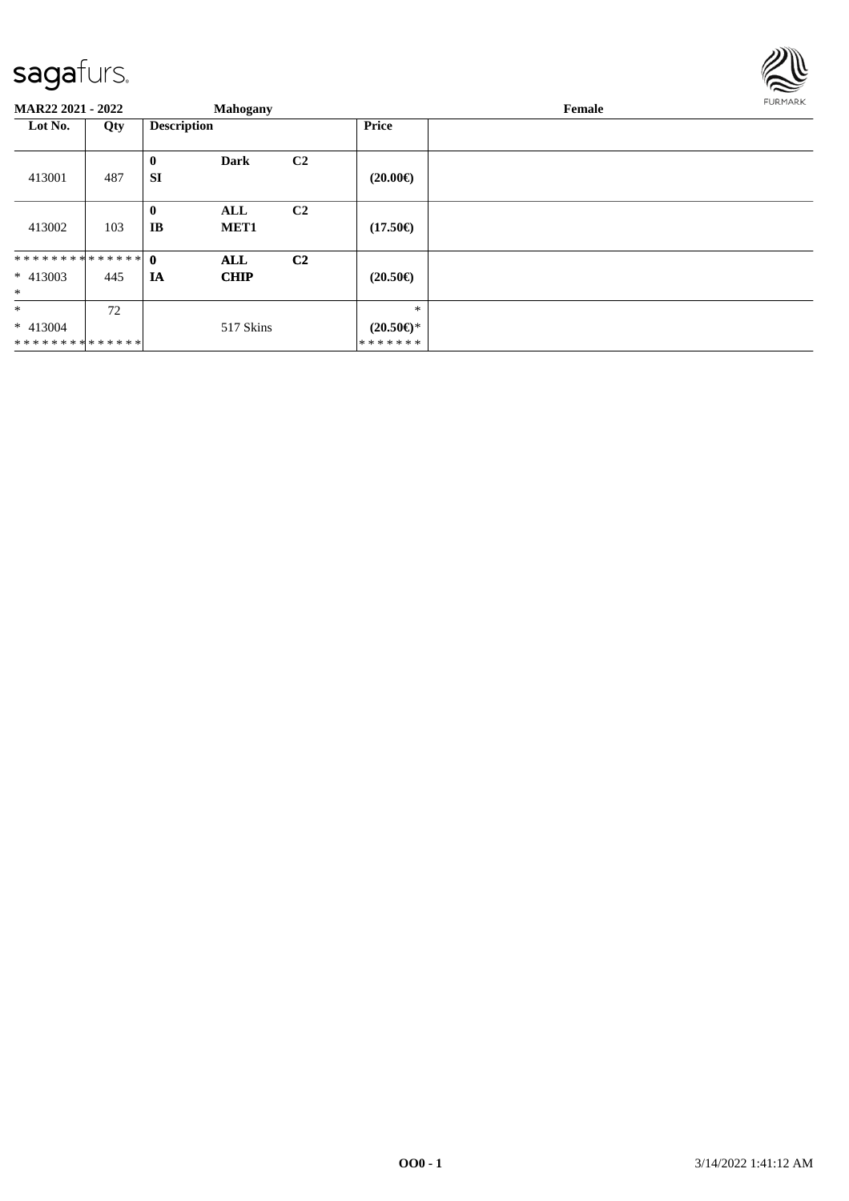**MAR22 2021 - 2022** **Mahogany** **Female**

| Lot No. | Qty | Description | | | Price | |
|---|---|---|---|---|---|---|
| 413001 | 487 | **0** **SI** | **Dark** | **C2** | **(20.00€)** | |
| 413002 | 103 | **0** **IB** | **ALL** **MET1** | **C2** | **(17.50€)** | |
| ************** * 413003 * | 445 | **0** **IA** | **ALL** **CHIP** | **C2** | **(20.50€)** | |
| * * 413004 ************** | 72 | | 517 Skins | | * **(20.50€)*** ******* | |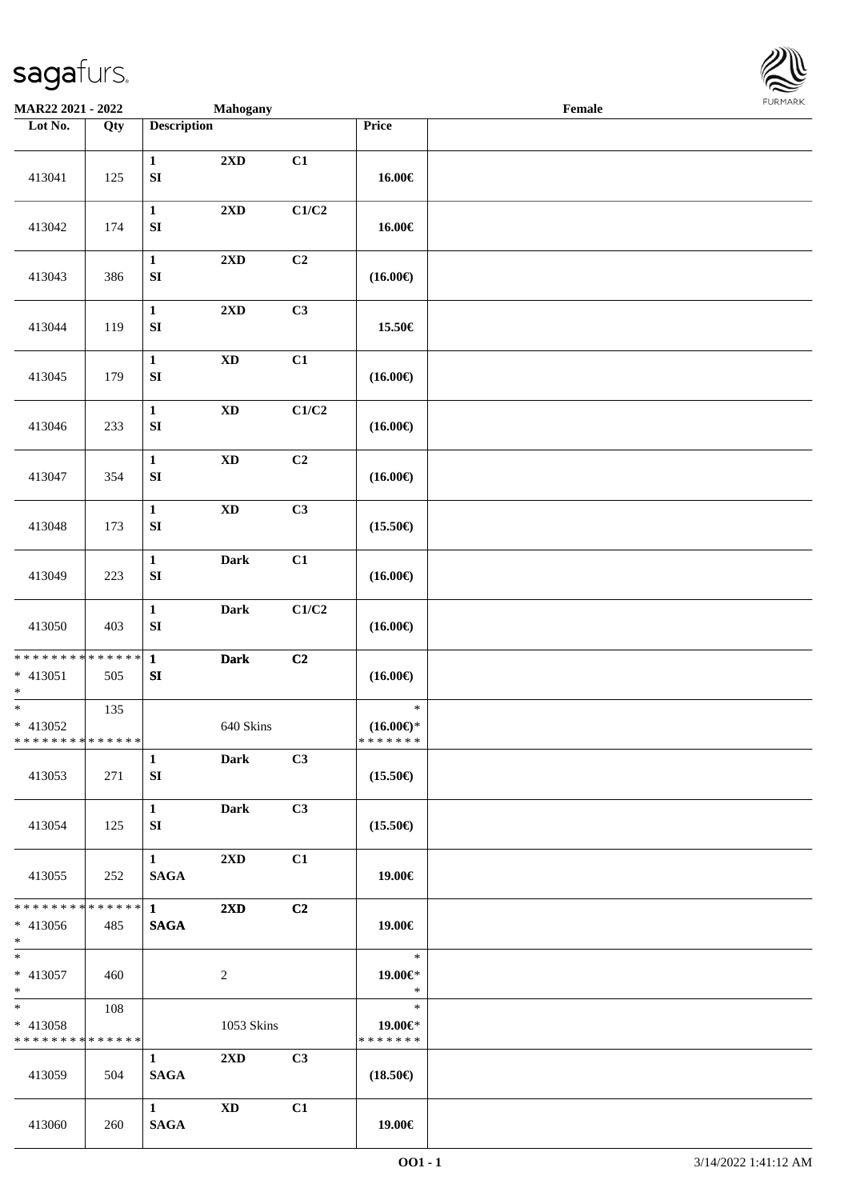MAR22 2021 - 2022 | Mahogany | Female

| Lot No. | Qty | Description | | | Price | |
|---|---|---|---|---|---|---|
| 413041 | 125 | 1 SI | 2XD | C1 | 16.00€ | |
| 413042 | 174 | 1 SI | 2XD | C1/C2 | 16.00€ | |
| 413043 | 386 | 1 SI | 2XD | C2 | (16.00€) | |
| 413044 | 119 | 1 SI | 2XD | C3 | 15.50€ | |
| 413045 | 179 | 1 SI | XD | C1 | (16.00€) | |
| 413046 | 233 | 1 SI | XD | C1/C2 | (16.00€) | |
| 413047 | 354 | 1 SI | XD | C2 | (16.00€) | |
| 413048 | 173 | 1 SI | XD | C3 | (15.50€) | |
| 413049 | 223 | 1 SI | Dark | C1 | (16.00€) | |
| 413050 | 403 | 1 SI | Dark | C1/C2 | (16.00€) | |
| * * * * * * * * * * * * * * <br>* 413051 <br>* | 505 | 1 SI | Dark | C2 | (16.00€) | |
| * <br>* 413052 <br>* * * * * * * * * * * * * * | 135 | | 640 Skins | | * <br>(16.00€)* <br>* * * * * * * | |
| 413053 | 271 | 1 SI | Dark | C3 | (15.50€) | |
| 413054 | 125 | 1 SI | Dark | C3 | (15.50€) | |
| 413055 | 252 | 1 SAGA | 2XD | C1 | 19.00€ | |
| * * * * * * * * * * * * * * <br>* 413056 <br>* | 485 | 1 SAGA | 2XD | C2 | 19.00€ | |
| * <br>* 413057 <br>* | 460 | | 2 | | * <br>19.00€* <br>* | |
| * <br>* 413058 <br>* * * * * * * * * * * * * * | 108 | | 1053 Skins | | * <br>19.00€* <br>* * * * * * * | |
| 413059 | 504 | 1 SAGA | 2XD | C3 | (18.50€) | |
| 413060 | 260 | 1 SAGA | XD | C1 | 19.00€ | |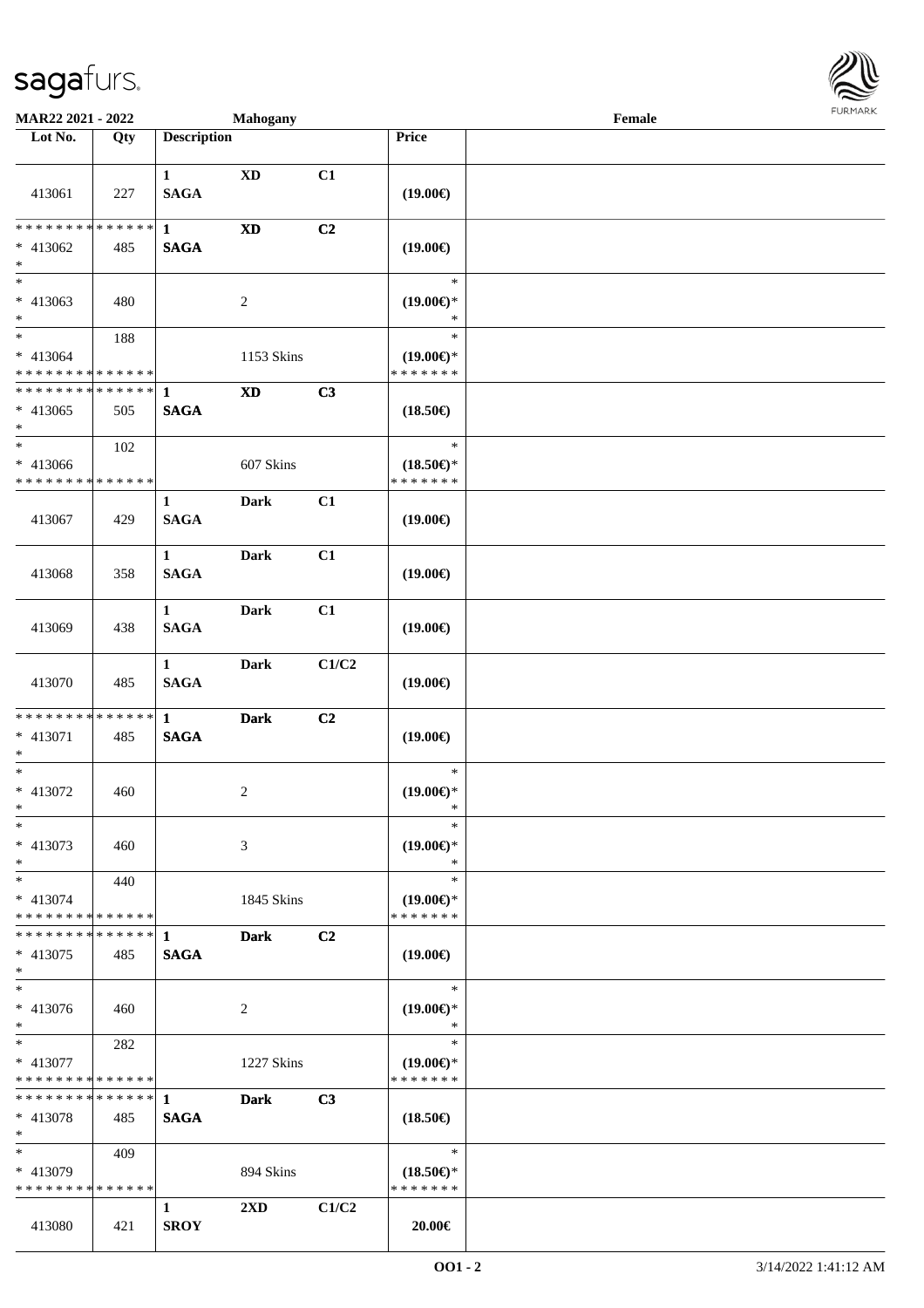| Lot No. | Qty | Description | | | Price | |
|---|---|---|---|---|---|---|
| 413061 | 227 | 1 SAGA | XD | C1 | (19.00€) | |
| * * * * * * * * * * * * * * * 413062 * | 485 | 1 SAGA | XD | C2 | (19.00€) | |
| * * 413063 * | 480 | | 2 | | * (19.00€)* * | |
| * * 413064 * * * * * * * * * * * * * * | 188 | | 1153 Skins | | * (19.00€)* * * * * * * * | |
| * * * * * * * * * * * * * * * 413065 * | 505 | 1 SAGA | XD | C3 | (18.50€) | |
| * * 413066 * * * * * * * * * * * * * * | 102 | | 607 Skins | | * (18.50€)* * * * * * * * | |
| 413067 | 429 | 1 SAGA | Dark | C1 | (19.00€) | |
| 413068 | 358 | 1 SAGA | Dark | C1 | (19.00€) | |
| 413069 | 438 | 1 SAGA | Dark | C1 | (19.00€) | |
| 413070 | 485 | 1 SAGA | Dark | C1/C2 | (19.00€) | |
| * * * * * * * * * * * * * * * 413071 * | 485 | 1 SAGA | Dark | C2 | (19.00€) | |
| * * 413072 * | 460 | | 2 | | * (19.00€)* * | |
| * * 413073 * | 460 | | 3 | | * (19.00€)* * | |
| * * 413074 * * * * * * * * * * * * * * | 440 | | 1845 Skins | | * (19.00€)* * * * * * * * | |
| * * * * * * * * * * * * * * * 413075 * | 485 | 1 SAGA | Dark | C2 | (19.00€) | |
| * * 413076 * | 460 | | 2 | | * (19.00€)* * | |
| * * 413077 * * * * * * * * * * * * * * | 282 | | 1227 Skins | | * (19.00€)* * * * * * * * | |
| * * * * * * * * * * * * * * * 413078 * | 485 | 1 SAGA | Dark | C3 | (18.50€) | |
| * * 413079 * * * * * * * * * * * * * * | 409 | | 894 Skins | | * (18.50€)* * * * * * * * | |
| 413080 | 421 | 1 SROY | 2XD | C1/C2 | 20.00€ | |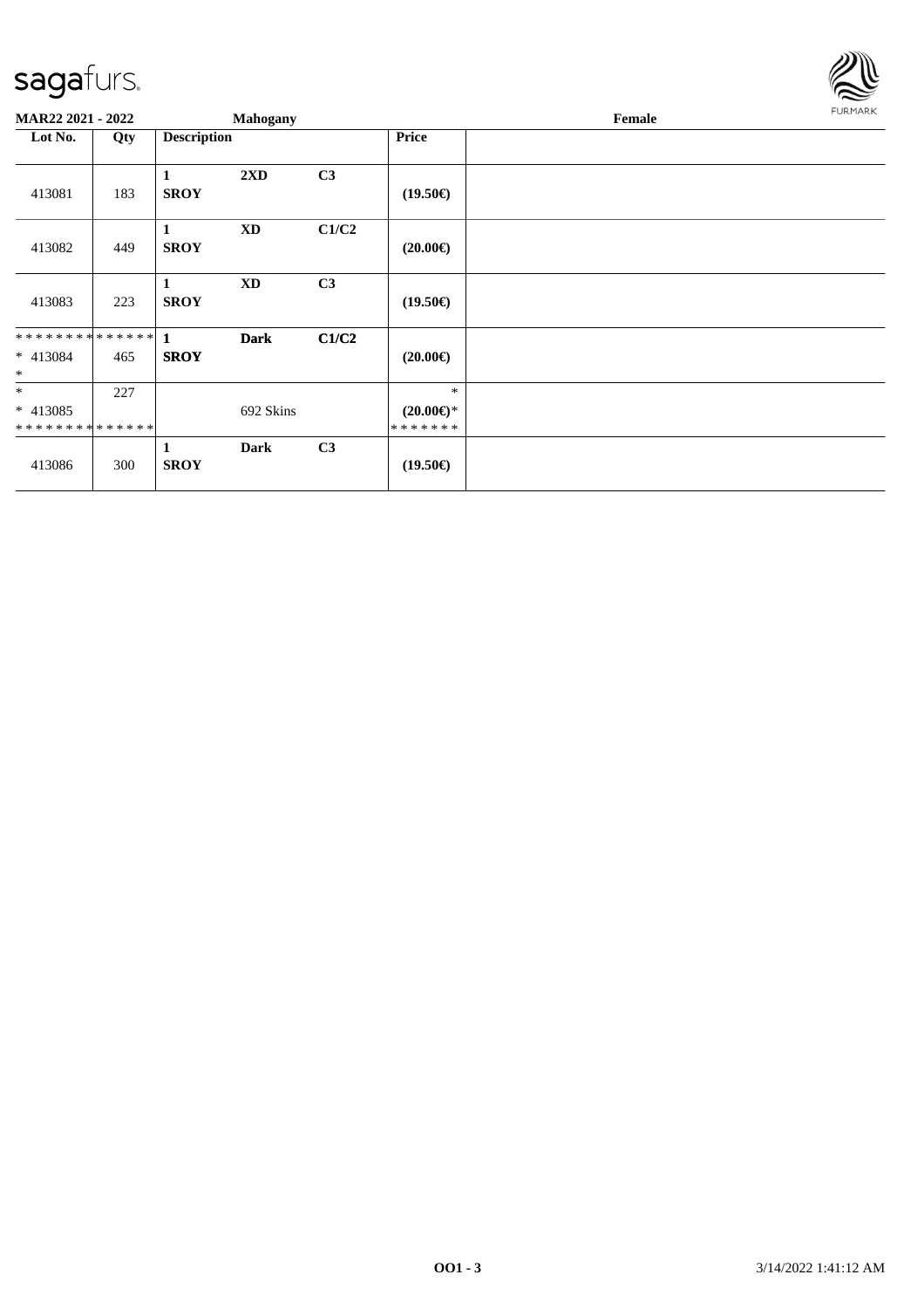**MAR22 2021 - 2022** **Mahogany** **Female**

| Lot No. | Qty | Description | | | Price | |
|---|---|---|---|---|---|---|
| 413081 | 183 | **1 SROY** | **2XD** | **C3** | **(19.50€)** | |
| 413082 | 449 | **1 SROY** | **XD** | **C1/C2** | **(20.00€)** | |
| 413083 | 223 | **1 SROY** | **XD** | **C3** | **(19.50€)** | |
| ************** * 413084 * | 465 | **1 SROY** | **Dark** | **C1/C2** | **(20.00€)** | |
| * * 413085 ************** | 227 | | 692 Skins | | * **(20.00€)*** ******* | |
| 413086 | 300 | **1 SROY** | **Dark** | **C3** | **(19.50€)** | |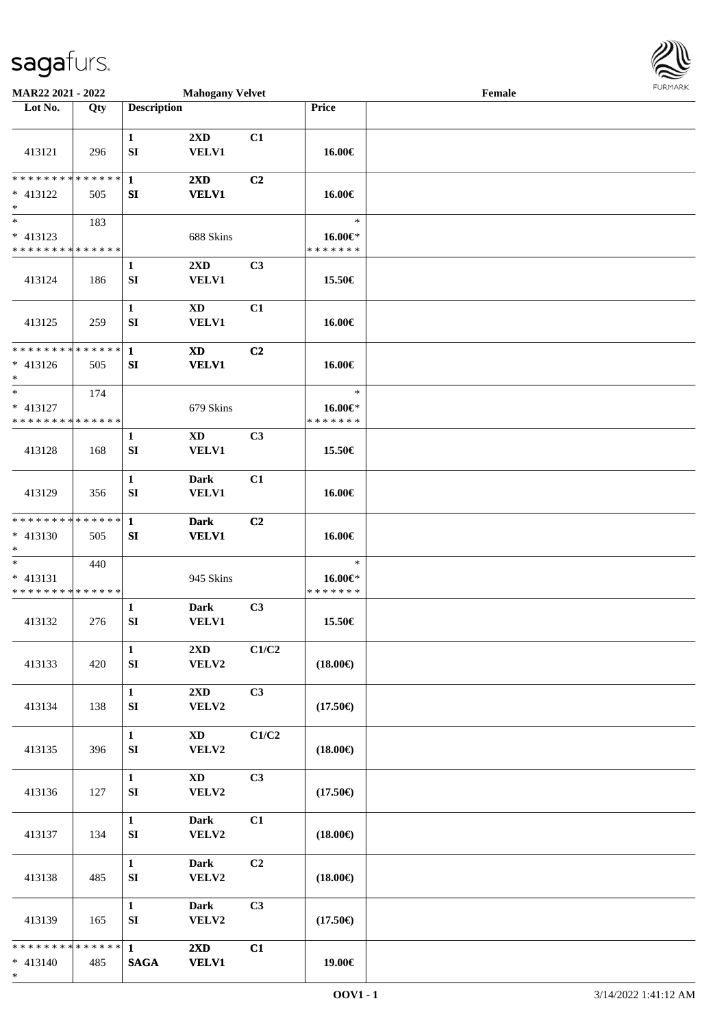**MAR22 2021 - 2022** **Mahogany Velvet** **Female**

| Lot No. | Qty | Description | | | Price | |
|---|---|---|---|---|---|---|
| 413121 | 296 | 1 SI | 2XD VELV1 | C1 | 16.00€ | |
| * * * * * * * * * * * * * * * 413122 * | 505 | 1 SI | 2XD VELV1 | C2 | 16.00€ | |
| * * 413123 * * * * * * * * * * * * * * | 183 | | 688 Skins | | * 16.00€* * * * * * * * | |
| 413124 | 186 | 1 SI | 2XD VELV1 | C3 | 15.50€ | |
| 413125 | 259 | 1 SI | XD VELV1 | C1 | 16.00€ | |
| * * * * * * * * * * * * * * * 413126 * | 505 | 1 SI | XD VELV1 | C2 | 16.00€ | |
| * * 413127 * * * * * * * * * * * * * * | 174 | | 679 Skins | | * 16.00€* * * * * * * * | |
| 413128 | 168 | 1 SI | XD VELV1 | C3 | 15.50€ | |
| 413129 | 356 | 1 SI | Dark VELV1 | C1 | 16.00€ | |
| * * * * * * * * * * * * * * * 413130 * | 505 | 1 SI | Dark VELV1 | C2 | 16.00€ | |
| * * 413131 * * * * * * * * * * * * * * | 440 | | 945 Skins | | * 16.00€* * * * * * * * | |
| 413132 | 276 | 1 SI | Dark VELV1 | C3 | 15.50€ | |
| 413133 | 420 | 1 SI | 2XD VELV2 | C1/C2 | (18.00€) | |
| 413134 | 138 | 1 SI | 2XD VELV2 | C3 | (17.50€) | |
| 413135 | 396 | 1 SI | XD VELV2 | C1/C2 | (18.00€) | |
| 413136 | 127 | 1 SI | XD VELV2 | C3 | (17.50€) | |
| 413137 | 134 | 1 SI | Dark VELV2 | C1 | (18.00€) | |
| 413138 | 485 | 1 SI | Dark VELV2 | C2 | (18.00€) | |
| 413139 | 165 | 1 SI | Dark VELV2 | C3 | (17.50€) | |
| * * * * * * * * * * * * * * * 413140 * | 485 | 1 SAGA | 2XD VELV1 | C1 | 19.00€ | |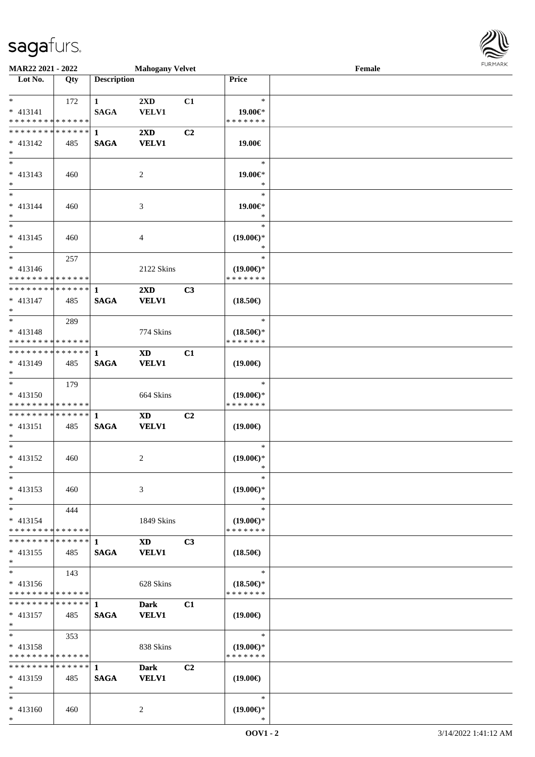| Lot No. | Qty | Description | | | Price | |
|---|---|---|---|---|---|---|
| * | 172 | 1 | 2XD | C1 | * | |
| * 413141 | | SAGA | VELV1 | | 19.00€* | |
| * * * * * * * * * * * * * * | | | | | * * * * * * * | |
| * * * * * * * * * * * * * * | | 1 | 2XD | C2 | | |
| * 413142 | 485 | SAGA | VELV1 | | 19.00€ | |
| * | | | | | | |
| * | | | | | * | |
| * 413143 | 460 | | 2 | | 19.00€* | |
| * | | | | | * | |
| * | | | | | * | |
| * 413144 | 460 | | 3 | | 19.00€* | |
| * | | | | | * | |
| * | | | | | * | |
| * 413145 | 460 | | 4 | | (19.00€)* | |
| * | | | | | * | |
| * | 257 | | | | * | |
| * 413146 | | | 2122 Skins | | (19.00€)* | |
| * * * * * * * * * * * * * * | | | | | * * * * * * * | |
| * * * * * * * * * * * * * * | | 1 | 2XD | C3 | | |
| * 413147 | 485 | SAGA | VELV1 | | (18.50€) | |
| * | | | | | | |
| * | 289 | | | | * | |
| * 413148 | | | 774 Skins | | (18.50€)* | |
| * * * * * * * * * * * * * * | | | | | * * * * * * * | |
| * * * * * * * * * * * * * * | | 1 | XD | C1 | | |
| * 413149 | 485 | SAGA | VELV1 | | (19.00€) | |
| * | | | | | | |
| * | 179 | | | | * | |
| * 413150 | | | 664 Skins | | (19.00€)* | |
| * * * * * * * * * * * * * * | | | | | * * * * * * * | |
| * * * * * * * * * * * * * * | | 1 | XD | C2 | | |
| * 413151 | 485 | SAGA | VELV1 | | (19.00€) | |
| * | | | | | | |
| * | | | | | * | |
| * 413152 | 460 | | 2 | | (19.00€)* | |
| * | | | | | * | |
| * | | | | | * | |
| * 413153 | 460 | | 3 | | (19.00€)* | |
| * | | | | | * | |
| * | 444 | | | | * | |
| * 413154 | | | 1849 Skins | | (19.00€)* | |
| * * * * * * * * * * * * * * | | | | | * * * * * * * | |
| * * * * * * * * * * * * * * | | 1 | XD | C3 | | |
| * 413155 | 485 | SAGA | VELV1 | | (18.50€) | |
| * | | | | | | |
| * | 143 | | | | * | |
| * 413156 | | | 628 Skins | | (18.50€)* | |
| * * * * * * * * * * * * * * | | | | | * * * * * * * | |
| * * * * * * * * * * * * * * | | 1 | Dark | C1 | | |
| * 413157 | 485 | SAGA | VELV1 | | (19.00€) | |
| * | | | | | | |
| * | 353 | | | | * | |
| * 413158 | | | 838 Skins | | (19.00€)* | |
| * * * * * * * * * * * * * * | | | | | * * * * * * * | |
| * * * * * * * * * * * * * * | | 1 | Dark | C2 | | |
| * 413159 | 485 | SAGA | VELV1 | | (19.00€) | |
| * | | | | | | |
| * | | | | | * | |
| * 413160 | 460 | | 2 | | (19.00€)* | |
| * | | | | | * | |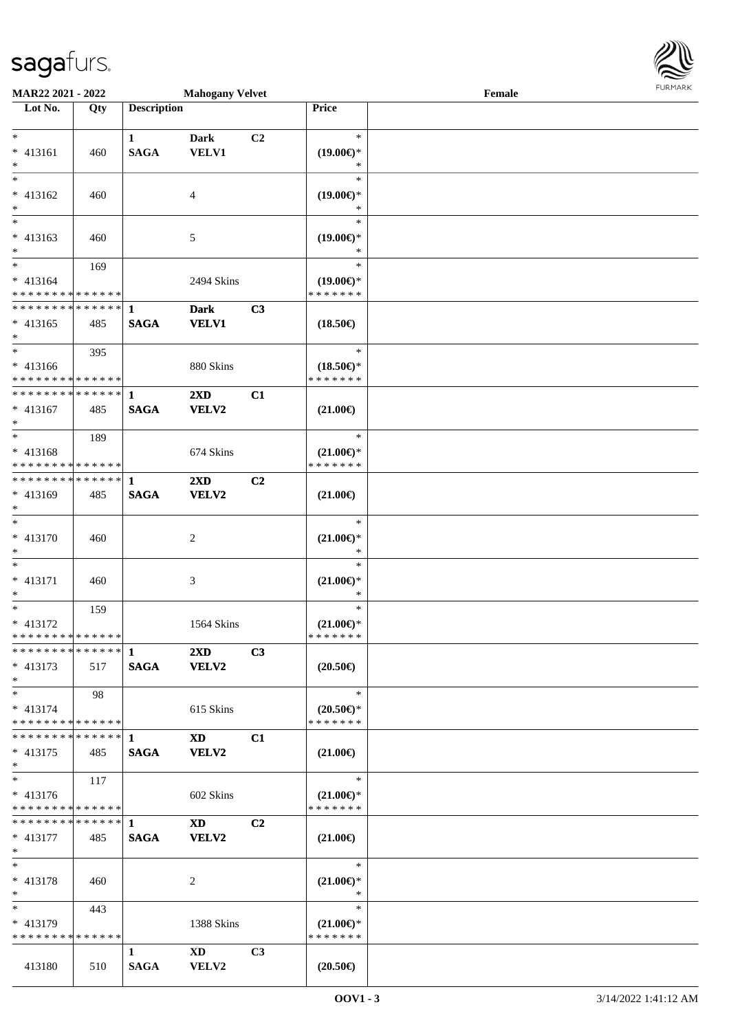**MAR22 2021 - 2022** | **Mahogany Velvet** | **Female**

| Lot No. | Qty | Description | | | Price | |
|---|---|---|---|---|---|---|
| * | | 1 | Dark | C2 | * | |
| * 413161 | 460 | SAGA | VELV1 | | (19.00€)* | |
| * | | | | | * | |
| * | | | | | * | |
| * 413162 | 460 | | 4 | | (19.00€)* | |
| * | | | | | * | |
| * | | | | | * | |
| * 413163 | 460 | | 5 | | (19.00€)* | |
| * | | | | | * | |
| * | 169 | | | | * | |
| * 413164 | | | 2494 Skins | | (19.00€)* | |
| * * * * * * * * * * * * * * | | | | | * * * * * * * | |
| * * * * * * * * * * * * * * | | 1 | Dark | C3 | | |
| * 413165 | 485 | SAGA | VELV1 | | (18.50€) | |
| * | | | | | | |
| * | 395 | | | | * | |
| * 413166 | | | 880 Skins | | (18.50€)* | |
| * * * * * * * * * * * * * * | | | | | * * * * * * * | |
| * * * * * * * * * * * * * * | | 1 | 2XD | C1 | | |
| * 413167 | 485 | SAGA | VELV2 | | (21.00€) | |
| * | | | | | | |
| * | 189 | | | | * | |
| * 413168 | | | 674 Skins | | (21.00€)* | |
| * * * * * * * * * * * * * * | | | | | * * * * * * * | |
| * * * * * * * * * * * * * * | | 1 | 2XD | C2 | | |
| * 413169 | 485 | SAGA | VELV2 | | (21.00€) | |
| * | | | | | | |
| * | | | | | * | |
| * 413170 | 460 | | 2 | | (21.00€)* | |
| * | | | | | * | |
| * | | | | | * | |
| * 413171 | 460 | | 3 | | (21.00€)* | |
| * | | | | | * | |
| * | 159 | | | | * | |
| * 413172 | | | 1564 Skins | | (21.00€)* | |
| * * * * * * * * * * * * * * | | | | | * * * * * * * | |
| * * * * * * * * * * * * * * | | 1 | 2XD | C3 | | |
| * 413173 | 517 | SAGA | VELV2 | | (20.50€) | |
| * | | | | | | |
| * | 98 | | | | * | |
| * 413174 | | | 615 Skins | | (20.50€)* | |
| * * * * * * * * * * * * * * | | | | | * * * * * * * | |
| * * * * * * * * * * * * * * | | 1 | XD | C1 | | |
| * 413175 | 485 | SAGA | VELV2 | | (21.00€) | |
| * | | | | | | |
| * | 117 | | | | * | |
| * 413176 | | | 602 Skins | | (21.00€)* | |
| * * * * * * * * * * * * * * | | | | | * * * * * * * | |
| * * * * * * * * * * * * * * | | 1 | XD | C2 | | |
| * 413177 | 485 | SAGA | VELV2 | | (21.00€) | |
| * | | | | | | |
| * | | | | | * | |
| * 413178 | 460 | | 2 | | (21.00€)* | |
| * | | | | | * | |
| * | 443 | | | | * | |
| * 413179 | | | 1388 Skins | | (21.00€)* | |
| * * * * * * * * * * * * * * | | | | | * * * * * * * | |
| | | 1 | XD | C3 | | |
| 413180 | 510 | SAGA | VELV2 | | (20.50€) | |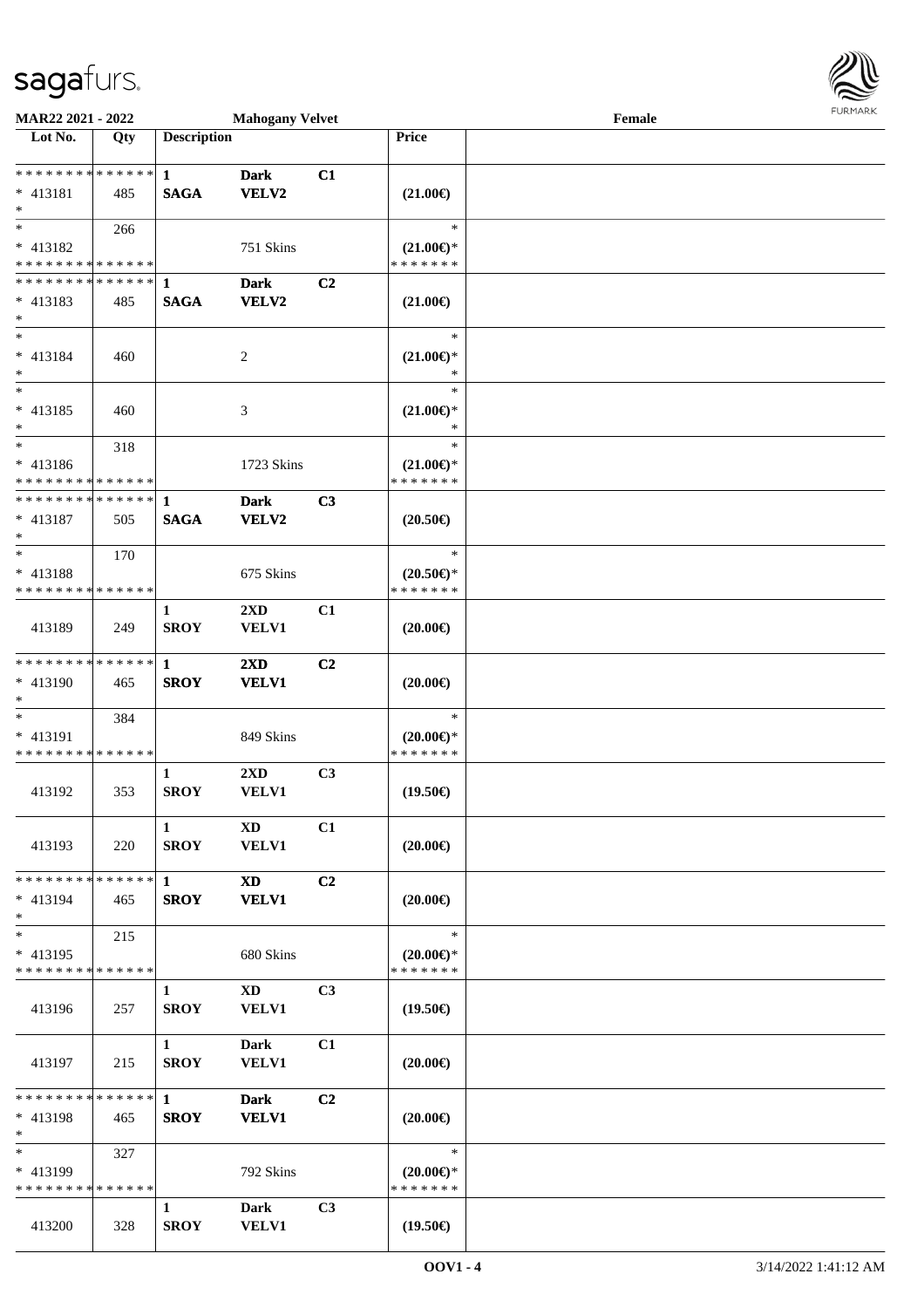**MAR22 2021 - 2022** **Mahogany Velvet** **Female**

| Lot No. | Qty | Description | | | Price | |
|---|---|---|---|---|---|---|
| * * * * * * * * * * * * * * | | 1 | Dark | C1 | | |
| * 413181 | 485 | SAGA | VELV2 | | (21.00€) | |
| * | | | | | | |
| * | 266 | | | | * | |
| * 413182 | | | 751 Skins | | (21.00€)* | |
| * * * * * * * * * * * * * * | | | | | * * * * * * * | |
| * * * * * * * * * * * * * * | | 1 | Dark | C2 | | |
| * 413183 | 485 | SAGA | VELV2 | | (21.00€) | |
| * | | | | | | |
| * | | | | | * | |
| * 413184 | 460 | | 2 | | (21.00€)* | |
| * | | | | | * | |
| * | | | | | * | |
| * 413185 | 460 | | 3 | | (21.00€)* | |
| * | | | | | * | |
| * | 318 | | | | * | |
| * 413186 | | | 1723 Skins | | (21.00€)* | |
| * * * * * * * * * * * * * * | | | | | * * * * * * * | |
| * * * * * * * * * * * * * * | | 1 | Dark | C3 | | |
| * 413187 | 505 | SAGA | VELV2 | | (20.50€) | |
| * | | | | | | |
| * | 170 | | | | * | |
| * 413188 | | | 675 Skins | | (20.50€)* | |
| * * * * * * * * * * * * * * | | | | | * * * * * * * | |
| | | 1 | 2XD | C1 | | |
| 413189 | 249 | SROY | VELV1 | | (20.00€) | |
| * * * * * * * * * * * * * * | | 1 | 2XD | C2 | | |
| * 413190 | 465 | SROY | VELV1 | | (20.00€) | |
| * | | | | | | |
| * | 384 | | | | * | |
| * 413191 | | | 849 Skins | | (20.00€)* | |
| * * * * * * * * * * * * * * | | | | | * * * * * * * | |
| | | 1 | 2XD | C3 | | |
| 413192 | 353 | SROY | VELV1 | | (19.50€) | |
| | | 1 | XD | C1 | | |
| 413193 | 220 | SROY | VELV1 | | (20.00€) | |
| * * * * * * * * * * * * * * | | 1 | XD | C2 | | |
| * 413194 | 465 | SROY | VELV1 | | (20.00€) | |
| * | | | | | | |
| * | 215 | | | | * | |
| * 413195 | | | 680 Skins | | (20.00€)* | |
| * * * * * * * * * * * * * * | | | | | * * * * * * * | |
| | | 1 | XD | C3 | | |
| 413196 | 257 | SROY | VELV1 | | (19.50€) | |
| | | 1 | Dark | C1 | | |
| 413197 | 215 | SROY | VELV1 | | (20.00€) | |
| * * * * * * * * * * * * * * | | 1 | Dark | C2 | | |
| * 413198 | 465 | SROY | VELV1 | | (20.00€) | |
| * | | | | | | |
| * | 327 | | | | * | |
| * 413199 | | | 792 Skins | | (20.00€)* | |
| * * * * * * * * * * * * * * | | | | | * * * * * * * | |
| | | 1 | Dark | C3 | | |
| 413200 | 328 | SROY | VELV1 | | (19.50€) | |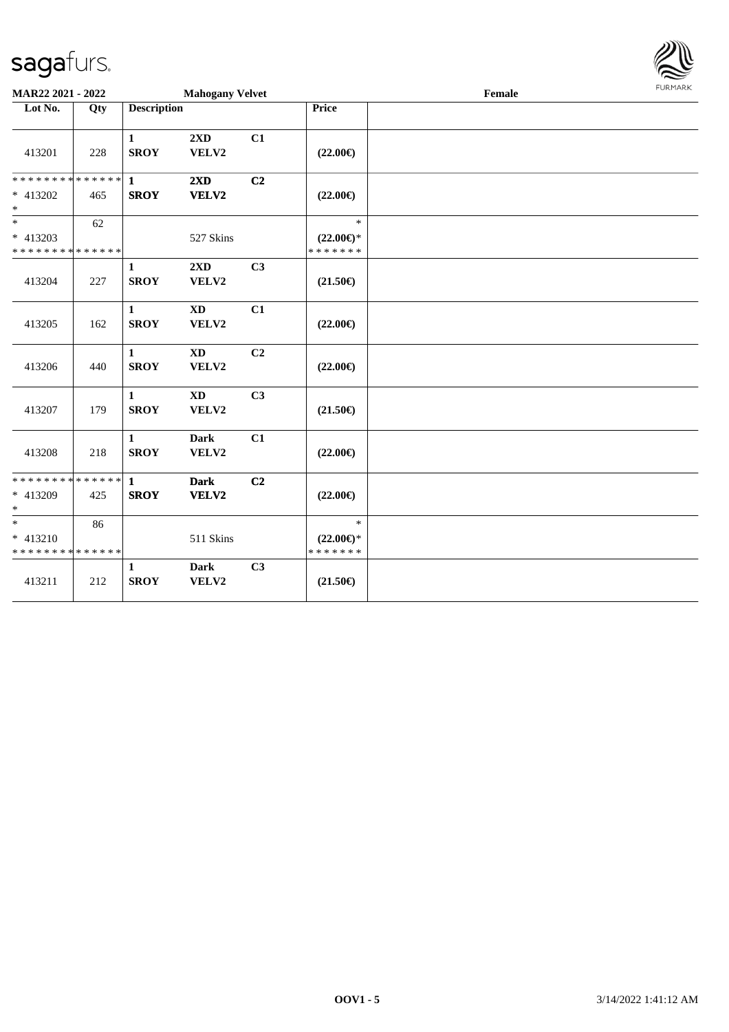**MAR22 2021 - 2022** **Mahogany Velvet** **Female**

| Lot No. | Qty | Description | | | Price | |
|---|---|---|---|---|---|---|
| 413201 | 228 | 1 SROY | 2XD VELV2 | C1 | (22.00€) | |
| * * * * * * * * * * * * * * * 413202 * | 465 | 1 SROY | 2XD VELV2 | C2 | (22.00€) | |
| * * 413203 * * * * * * * * * * * * * * | 62 | | 527 Skins | | * (22.00€)* * * * * * * * | |
| 413204 | 227 | 1 SROY | 2XD VELV2 | C3 | (21.50€) | |
| 413205 | 162 | 1 SROY | XD VELV2 | C1 | (22.00€) | |
| 413206 | 440 | 1 SROY | XD VELV2 | C2 | (22.00€) | |
| 413207 | 179 | 1 SROY | XD VELV2 | C3 | (21.50€) | |
| 413208 | 218 | 1 SROY | Dark VELV2 | C1 | (22.00€) | |
| * * * * * * * * * * * * * * * 413209 * | 425 | 1 SROY | Dark VELV2 | C2 | (22.00€) | |
| * * 413210 * * * * * * * * * * * * * * | 86 | | 511 Skins | | * (22.00€)* * * * * * * * | |
| 413211 | 212 | 1 SROY | Dark VELV2 | C3 | (21.50€) | |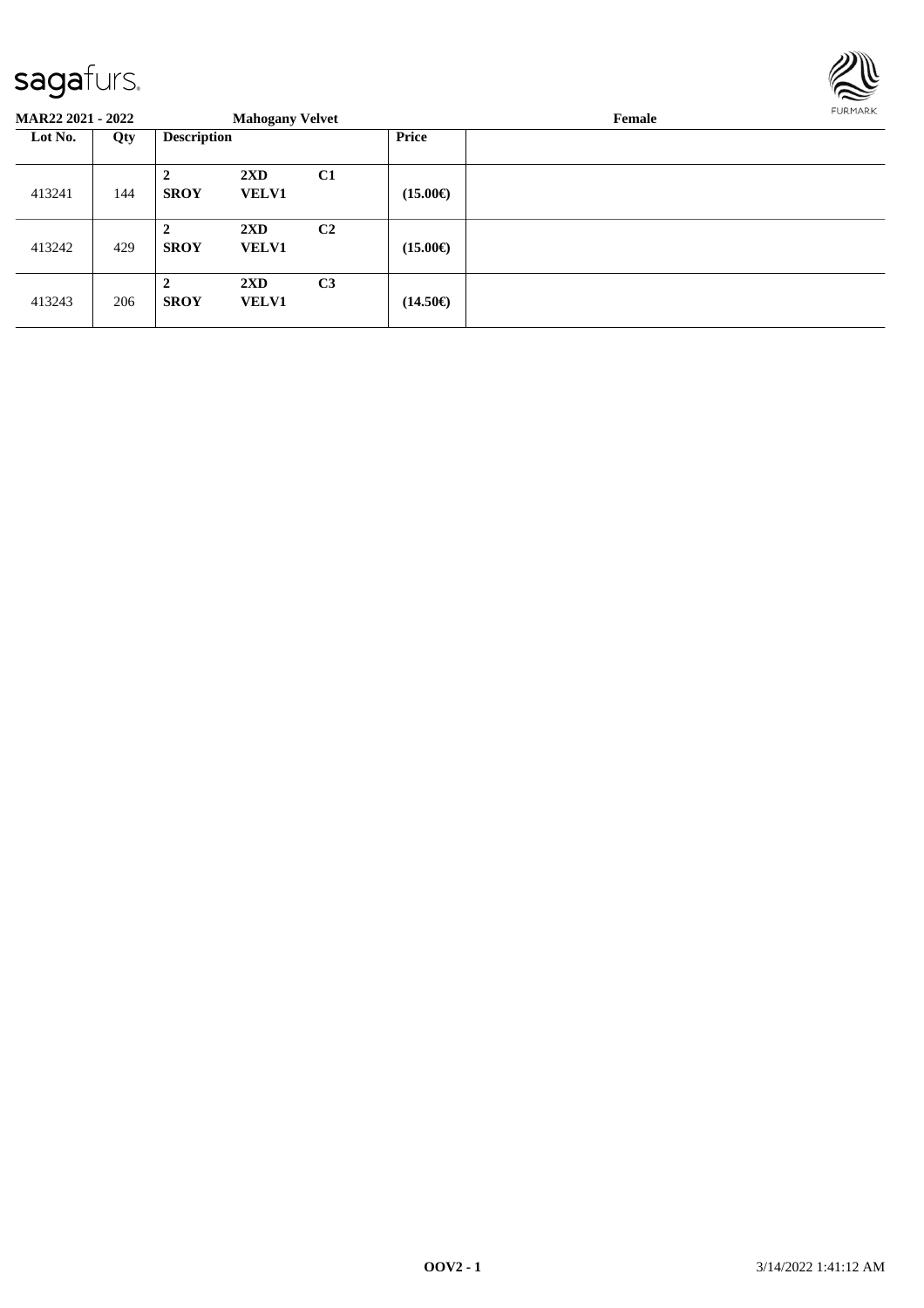**MAR22 2021 - 2022** | **Mahogany Velvet** | **Female**

| Lot No. | Qty | Description | | | Price | |
|---|---|---|---|---|---|---|
| 413241 | 144 | **2** **SROY** | **2XD** **VELV1** | **C1** | **(15.00€)** | |
| 413242 | 429 | **2** **SROY** | **2XD** **VELV1** | **C2** | **(15.00€)** | |
| 413243 | 206 | **2** **SROY** | **2XD** **VELV1** | **C3** | **(14.50€)** | |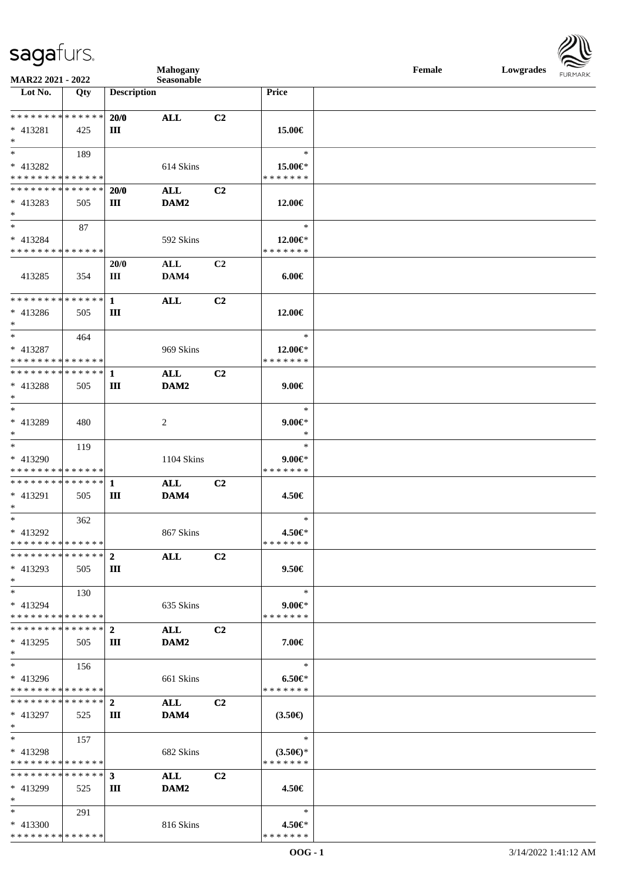| Lot No. | Qty | Description | | | Price | |
|---|---|---|---|---|---|---|
| * * * * * * * * * * * * * * | | 20/0 | ALL | C2 | | |
| * 413281 | 425 | III | | | 15.00€ | |
| * | | | | | | |
| * | 189 | | | | * | |
| * 413282 | | | 614 Skins | | 15.00€* | |
| * * * * * * * * * * * * * * | | | | | * * * * * * * | |
| * * * * * * * * * * * * * * | | 20/0 | ALL | C2 | | |
| * 413283 | 505 | III | DAM2 | | 12.00€ | |
| * | | | | | | |
| * | 87 | | | | * | |
| * 413284 | | | 592 Skins | | 12.00€* | |
| * * * * * * * * * * * * * * | | | | | * * * * * * * | |
| | | 20/0 | ALL | C2 | | |
| 413285 | 354 | III | DAM4 | | 6.00€ | |
| * * * * * * * * * * * * * * | | 1 | ALL | C2 | | |
| * 413286 | 505 | III | | | 12.00€ | |
| * | | | | | | |
| * | 464 | | | | * | |
| * 413287 | | | 969 Skins | | 12.00€* | |
| * * * * * * * * * * * * * * | | | | | * * * * * * * | |
| * * * * * * * * * * * * * * | | 1 | ALL | C2 | | |
| * 413288 | 505 | III | DAM2 | | 9.00€ | |
| * | | | | | | |
| * | | | | | * | |
| * 413289 | 480 | | 2 | | 9.00€* | |
| * | | | | | * | |
| * | 119 | | | | * | |
| * 413290 | | | 1104 Skins | | 9.00€* | |
| * * * * * * * * * * * * * * | | | | | * * * * * * * | |
| * * * * * * * * * * * * * * | | 1 | ALL | C2 | | |
| * 413291 | 505 | III | DAM4 | | 4.50€ | |
| * | | | | | | |
| * | 362 | | | | * | |
| * 413292 | | | 867 Skins | | 4.50€* | |
| * * * * * * * * * * * * * * | | | | | * * * * * * * | |
| * * * * * * * * * * * * * * | | 2 | ALL | C2 | | |
| * 413293 | 505 | III | | | 9.50€ | |
| * | | | | | | |
| * | 130 | | | | * | |
| * 413294 | | | 635 Skins | | 9.00€* | |
| * * * * * * * * * * * * * * | | | | | * * * * * * * | |
| * * * * * * * * * * * * * * | | 2 | ALL | C2 | | |
| * 413295 | 505 | III | DAM2 | | 7.00€ | |
| * | | | | | | |
| * | 156 | | | | * | |
| * 413296 | | | 661 Skins | | 6.50€* | |
| * * * * * * * * * * * * * * | | | | | * * * * * * * | |
| * * * * * * * * * * * * * * | | 2 | ALL | C2 | | |
| * 413297 | 525 | III | DAM4 | | (3.50€) | |
| * | | | | | | |
| * | 157 | | | | * | |
| * 413298 | | | 682 Skins | | (3.50€)* | |
| * * * * * * * * * * * * * * | | | | | * * * * * * * | |
| * * * * * * * * * * * * * * | | 3 | ALL | C2 | | |
| * 413299 | 525 | III | DAM2 | | 4.50€ | |
| * | | | | | | |
| * | 291 | | | | * | |
| * 413300 | | | 816 Skins | | 4.50€* | |
| * * * * * * * * * * * * * * | | | | | * * * * * * * | |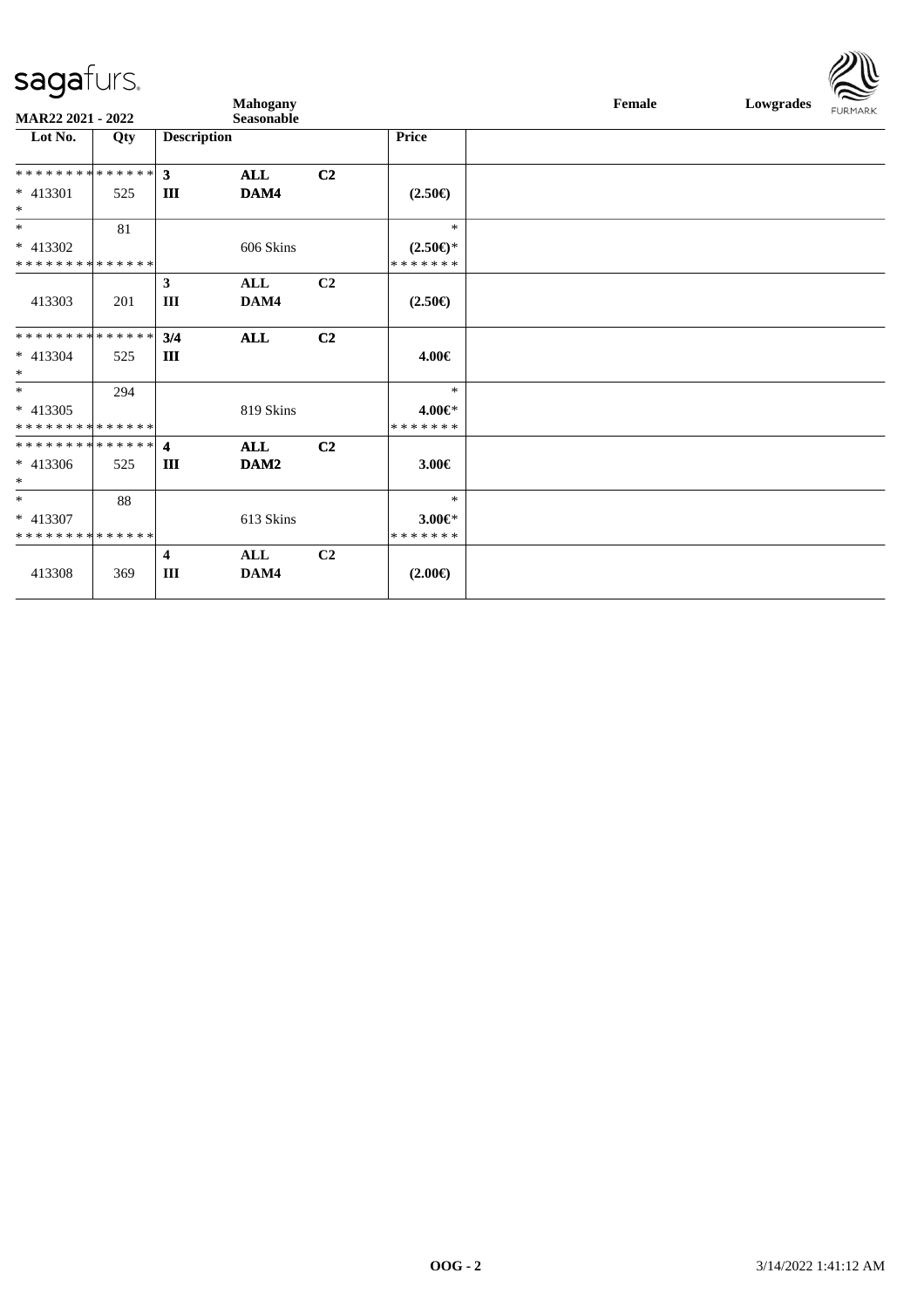| Lot No. | Qty | Description | | | Price |
|---|---|---|---|---|---|
| ************** | | 3 | ALL | C2 | |
| * 413301 | 525 | III | DAM4 | | (2.50€) |
| * | | | | | |
| * | 81 | | | | * |
| * 413302 | | | 606 Skins | | (2.50€)* |
| ************** | | | | | ******* |
| | | 3 | ALL | C2 | |
| 413303 | 201 | III | DAM4 | | (2.50€) |
| ************** | | 3/4 | ALL | C2 | |
| * 413304 | 525 | III | | | 4.00€ |
| * | | | | | |
| * | 294 | | | | * |
| * 413305 | | | 819 Skins | | 4.00€* |
| ************** | | | | | ******* |
| ************** | | 4 | ALL | C2 | |
| * 413306 | 525 | III | DAM2 | | 3.00€ |
| * | | | | | |
| * | 88 | | | | * |
| * 413307 | | | 613 Skins | | 3.00€* |
| ************** | | | | | ******* |
| | | 4 | ALL | C2 | |
| 413308 | 369 | III | DAM4 | | (2.00€) |